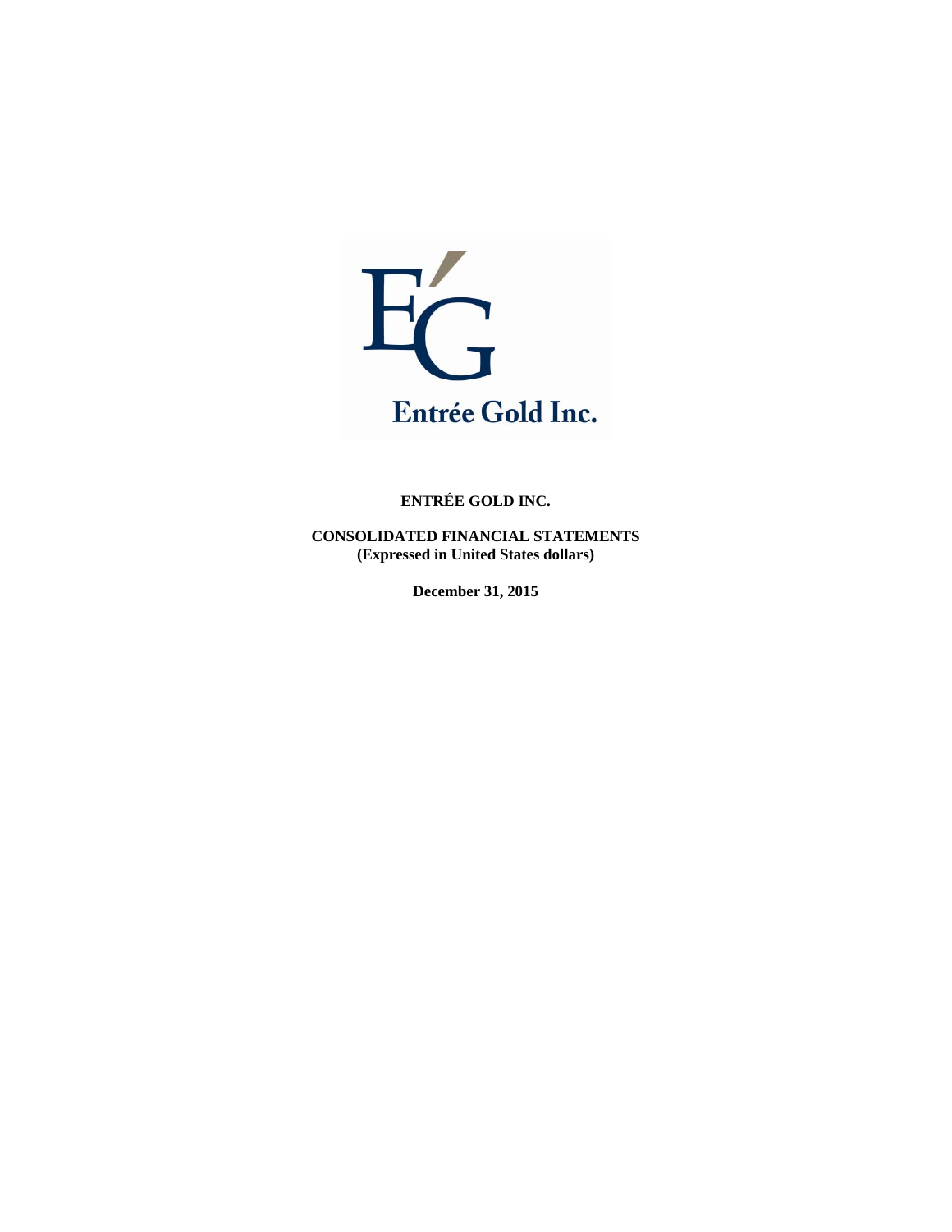Entrée Gold Inc.

**ENTRÉE GOLD INC.**

**CONSOLIDATED FINANCIAL STATEMENTS**
**(Expressed in United States dollars)**

**December 31, 2015**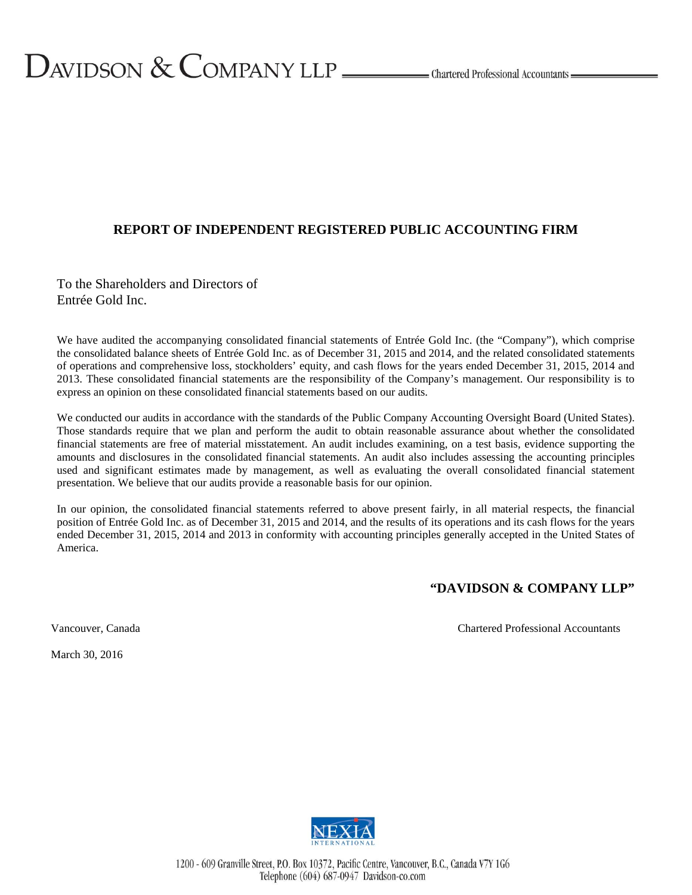DAVIDSON & COMPANY LLP — Chartered Professional Accountants

## REPORT OF INDEPENDENT REGISTERED PUBLIC ACCOUNTING FIRM

To the Shareholders and Directors of
Entrée Gold Inc.

We have audited the accompanying consolidated financial statements of Entrée Gold Inc. (the "Company"), which comprise the consolidated balance sheets of Entrée Gold Inc. as of December 31, 2015 and 2014, and the related consolidated statements of operations and comprehensive loss, stockholders' equity, and cash flows for the years ended December 31, 2015, 2014 and 2013. These consolidated financial statements are the responsibility of the Company's management. Our responsibility is to express an opinion on these consolidated financial statements based on our audits.

We conducted our audits in accordance with the standards of the Public Company Accounting Oversight Board (United States). Those standards require that we plan and perform the audit to obtain reasonable assurance about whether the consolidated financial statements are free of material misstatement. An audit includes examining, on a test basis, evidence supporting the amounts and disclosures in the consolidated financial statements. An audit also includes assessing the accounting principles used and significant estimates made by management, as well as evaluating the overall consolidated financial statement presentation. We believe that our audits provide a reasonable basis for our opinion.

In our opinion, the consolidated financial statements referred to above present fairly, in all material respects, the financial position of Entrée Gold Inc. as of December 31, 2015 and 2014, and the results of its operations and its cash flows for the years ended December 31, 2015, 2014 and 2013 in conformity with accounting principles generally accepted in the United States of America.

**"DAVIDSON & COMPANY LLP"**

Vancouver, Canada

Chartered Professional Accountants

March 30, 2016

NEXIA INTERNATIONAL

1200 - 609 Granville Street, P.O. Box 10372, Pacific Centre, Vancouver, B.C., Canada V7Y 1G6
Telephone (604) 687-0947 Davidson-co.com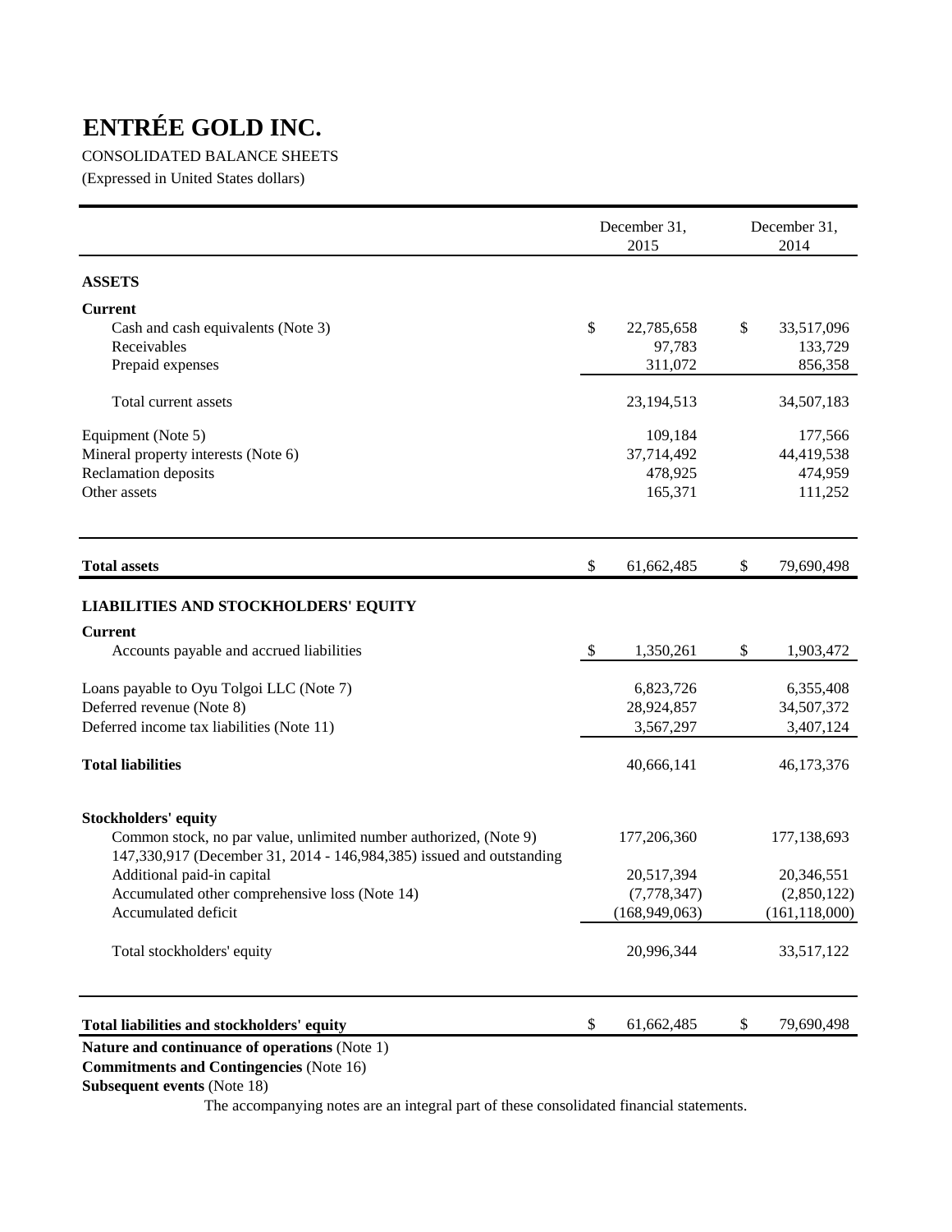# ENTRÉE GOLD INC.

CONSOLIDATED BALANCE SHEETS

(Expressed in United States dollars)

| | December 31, 2015 | December 31, 2014 |
|---|---|---|
| **ASSETS** | | |
| **Current** | | |
| Cash and cash equivalents (Note 3) | $ 22,785,658 | $ 33,517,096 |
| Receivables | 97,783 | 133,729 |
| Prepaid expenses | 311,072 | 856,358 |
| Total current assets | 23,194,513 | 34,507,183 |
| Equipment (Note 5) | 109,184 | 177,566 |
| Mineral property interests (Note 6) | 37,714,492 | 44,419,538 |
| Reclamation deposits | 478,925 | 474,959 |
| Other assets | 165,371 | 111,252 |
| **Total assets** | $ 61,662,485 | $ 79,690,498 |
| **LIABILITIES AND STOCKHOLDERS' EQUITY** | | |
| **Current** | | |
| Accounts payable and accrued liabilities | $ 1,350,261 | $ 1,903,472 |
| Loans payable to Oyu Tolgoi LLC (Note 7) | 6,823,726 | 6,355,408 |
| Deferred revenue (Note 8) | 28,924,857 | 34,507,372 |
| Deferred income tax liabilities (Note 11) | 3,567,297 | 3,407,124 |
| **Total liabilities** | 40,666,141 | 46,173,376 |
| **Stockholders' equity** | | |
| Common stock, no par value, unlimited number authorized, (Note 9) 147,330,917 (December 31, 2014 - 146,984,385) issued and outstanding | 177,206,360 | 177,138,693 |
| Additional paid-in capital | 20,517,394 | 20,346,551 |
| Accumulated other comprehensive loss (Note 14) | (7,778,347) | (2,850,122) |
| Accumulated deficit | (168,949,063) | (161,118,000) |
| Total stockholders' equity | 20,996,344 | 33,517,122 |
| **Total liabilities and stockholders' equity** | $ 61,662,485 | $ 79,690,498 |

**Nature and continuance of operations** (Note 1)

**Commitments and Contingencies** (Note 16)

**Subsequent events** (Note 18)

The accompanying notes are an integral part of these consolidated financial statements.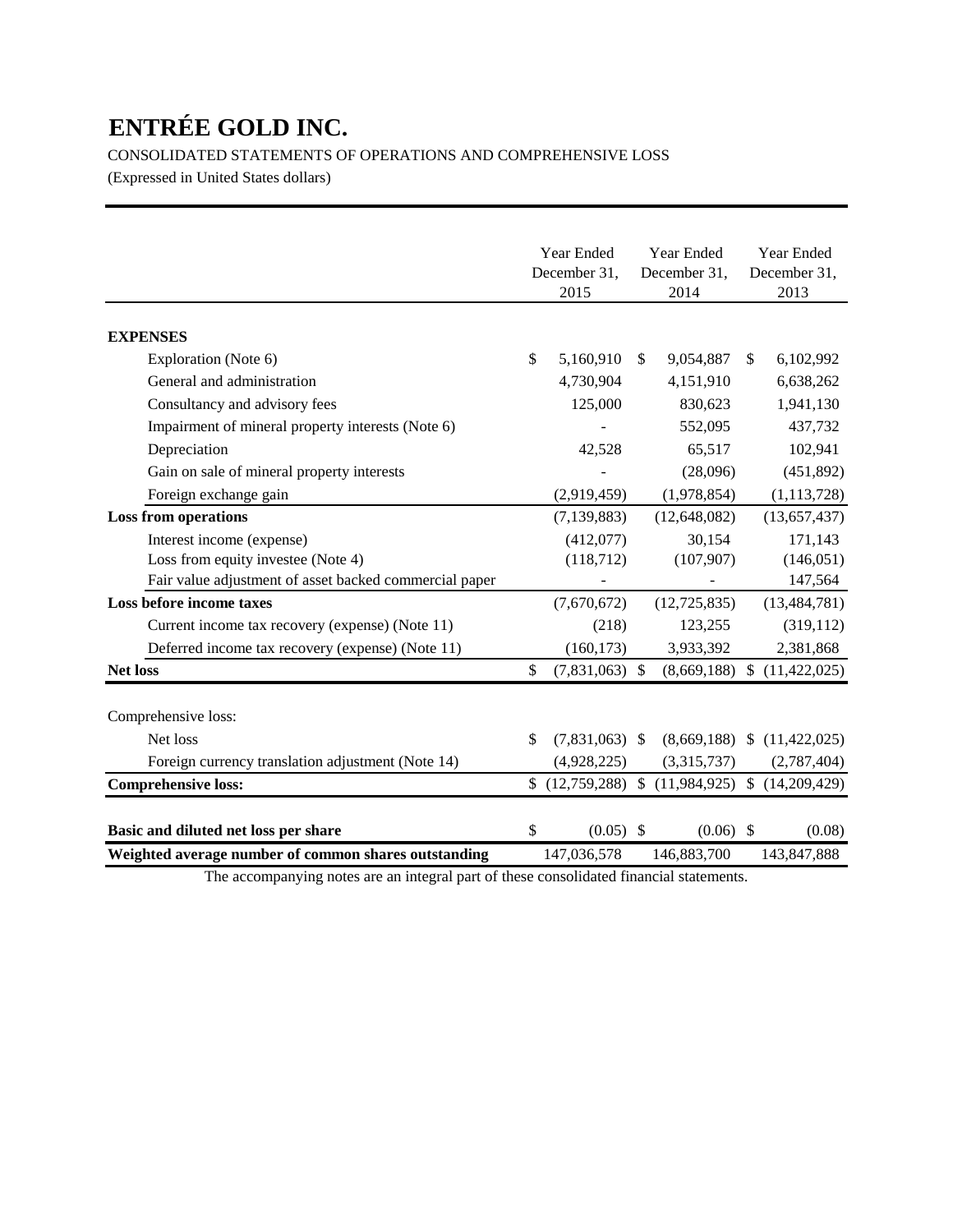# ENTRÉE GOLD INC.

CONSOLIDATED STATEMENTS OF OPERATIONS AND COMPREHENSIVE LOSS

(Expressed in United States dollars)

| | Year Ended December 31, 2015 | Year Ended December 31, 2014 | Year Ended December 31, 2013 |
|---|---|---|---|
| **EXPENSES** | | | |
| Exploration (Note 6) | $ 5,160,910 | $ 9,054,887 | $ 6,102,992 |
| General and administration | 4,730,904 | 4,151,910 | 6,638,262 |
| Consultancy and advisory fees | 125,000 | 830,623 | 1,941,130 |
| Impairment of mineral property interests (Note 6) | - | 552,095 | 437,732 |
| Depreciation | 42,528 | 65,517 | 102,941 |
| Gain on sale of mineral property interests | - | (28,096) | (451,892) |
| Foreign exchange gain | (2,919,459) | (1,978,854) | (1,113,728) |
| **Loss from operations** | (7,139,883) | (12,648,082) | (13,657,437) |
| Interest income (expense) | (412,077) | 30,154 | 171,143 |
| Loss from equity investee (Note 4) | (118,712) | (107,907) | (146,051) |
| Fair value adjustment of asset backed commercial paper | - | - | 147,564 |
| **Loss before income taxes** | (7,670,672) | (12,725,835) | (13,484,781) |
| Current income tax recovery (expense) (Note 11) | (218) | 123,255 | (319,112) |
| Deferred income tax recovery (expense) (Note 11) | (160,173) | 3,933,392 | 2,381,868 |
| **Net loss** | $ (7,831,063) | $ (8,669,188) | $ (11,422,025) |
| | | | |
| Comprehensive loss: | | | |
| Net loss | $ (7,831,063) | $ (8,669,188) | $ (11,422,025) |
| Foreign currency translation adjustment (Note 14) | (4,928,225) | (3,315,737) | (2,787,404) |
| **Comprehensive loss:** | $ (12,759,288) | $ (11,984,925) | $ (14,209,429) |
| | | | |
| **Basic and diluted net loss per share** | $ (0.05) | $ (0.06) | $ (0.08) |
| **Weighted average number of common shares outstanding** | 147,036,578 | 146,883,700 | 143,847,888 |

The accompanying notes are an integral part of these consolidated financial statements.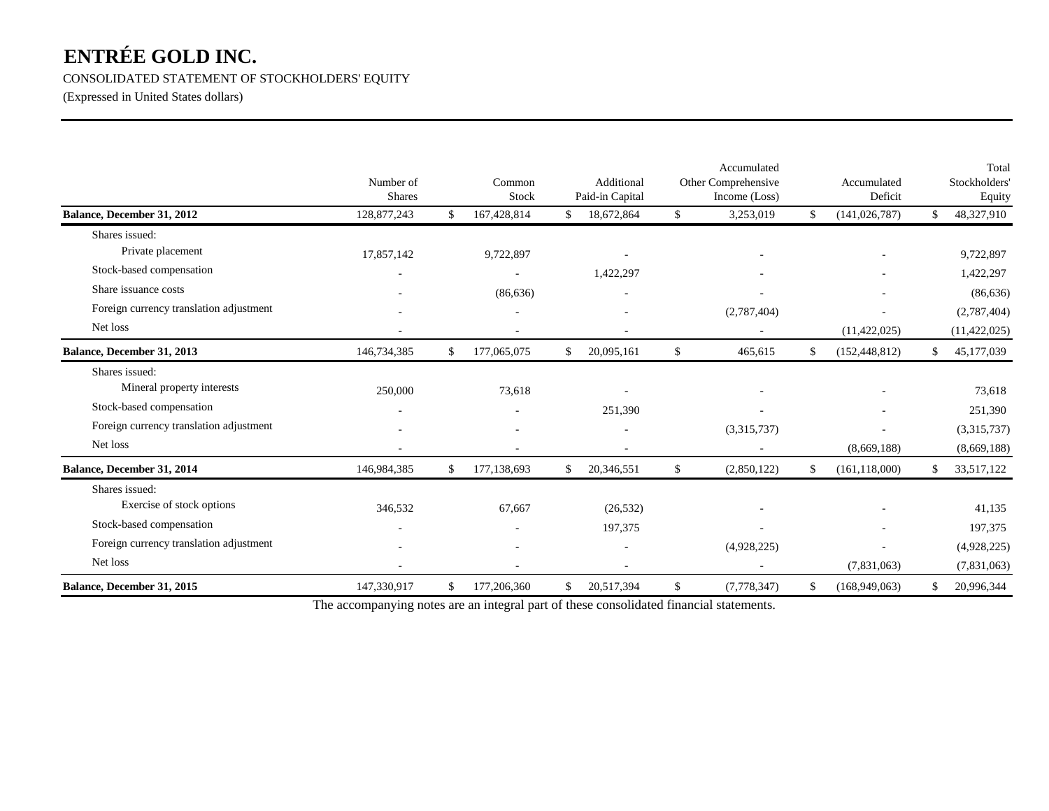# ENTRÉE GOLD INC.

CONSOLIDATED STATEMENT OF STOCKHOLDERS' EQUITY

(Expressed in United States dollars)

| | Number of Shares | Common Stock | Additional Paid-in Capital | Accumulated Other Comprehensive Income (Loss) | Accumulated Deficit | Total Stockholders' Equity |
|---|---|---|---|---|---|---|
| **Balance, December 31, 2012** | 128,877,243 | $ 167,428,814 | $ 18,672,864 | $ 3,253,019 | $ (141,026,787) | $ 48,327,910 |
| Shares issued: | | | | | | |
| Private placement | 17,857,142 | 9,722,897 | - | - | - | 9,722,897 |
| Stock-based compensation | - | - | 1,422,297 | - | - | 1,422,297 |
| Share issuance costs | - | (86,636) | - | - | - | (86,636) |
| Foreign currency translation adjustment | - | - | - | (2,787,404) | - | (2,787,404) |
| Net loss | - | - | - | - | (11,422,025) | (11,422,025) |
| **Balance, December 31, 2013** | 146,734,385 | $ 177,065,075 | $ 20,095,161 | $ 465,615 | $ (152,448,812) | $ 45,177,039 |
| Shares issued: | | | | | | |
| Mineral property interests | 250,000 | 73,618 | - | - | - | 73,618 |
| Stock-based compensation | - | - | 251,390 | - | - | 251,390 |
| Foreign currency translation adjustment | - | - | - | (3,315,737) | - | (3,315,737) |
| Net loss | - | - | - | - | (8,669,188) | (8,669,188) |
| **Balance, December 31, 2014** | 146,984,385 | $ 177,138,693 | $ 20,346,551 | $ (2,850,122) | $ (161,118,000) | $ 33,517,122 |
| Shares issued: | | | | | | |
| Exercise of stock options | 346,532 | 67,667 | (26,532) | - | - | 41,135 |
| Stock-based compensation | - | - | 197,375 | - | - | 197,375 |
| Foreign currency translation adjustment | - | - | - | (4,928,225) | - | (4,928,225) |
| Net loss | - | - | - | - | (7,831,063) | (7,831,063) |
| **Balance, December 31, 2015** | 147,330,917 | $ 177,206,360 | $ 20,517,394 | $ (7,778,347) | $ (168,949,063) | $ 20,996,344 |

The accompanying notes are an integral part of these consolidated financial statements.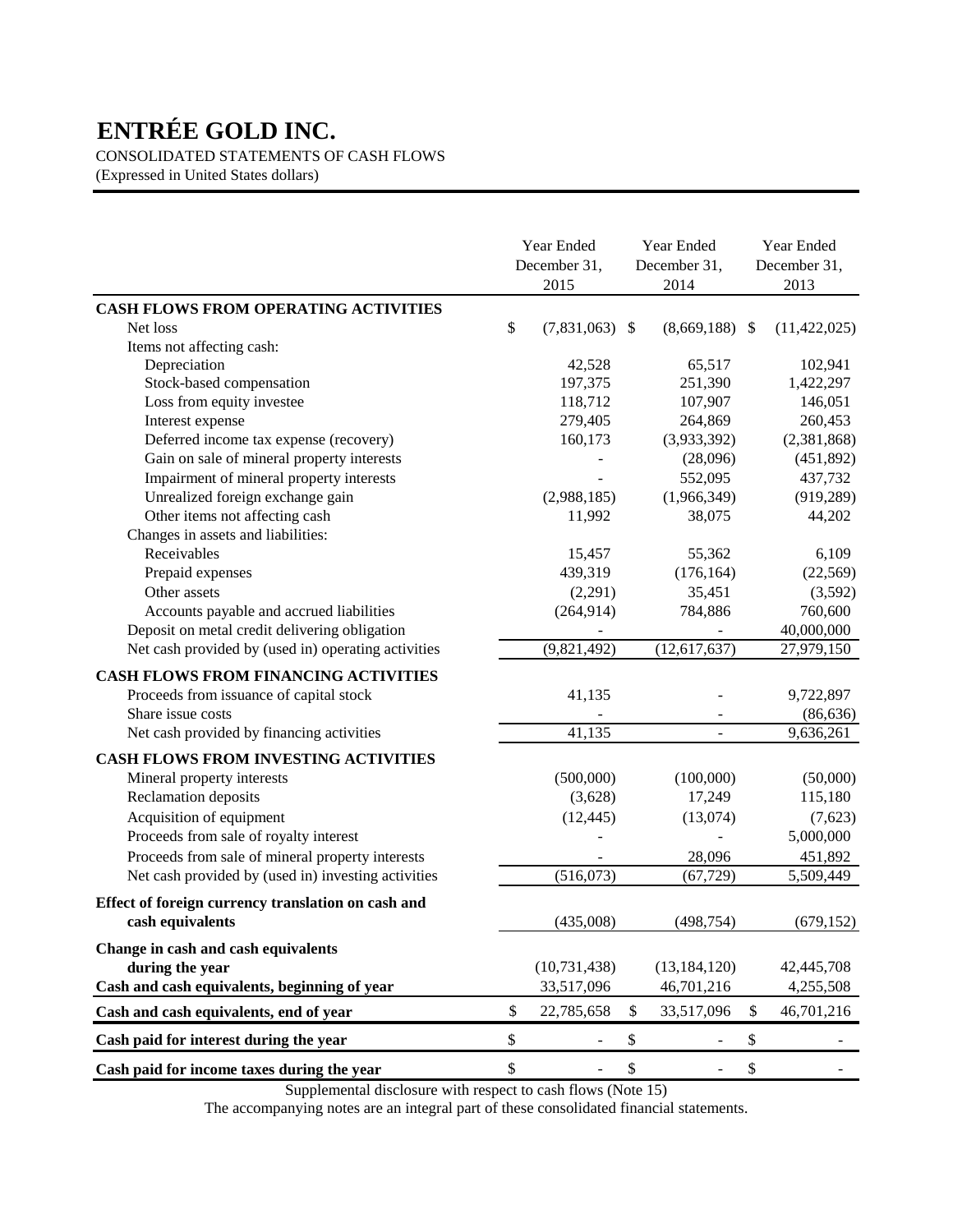# ENTRÉE GOLD INC.

CONSOLIDATED STATEMENTS OF CASH FLOWS
(Expressed in United States dollars)

| | Year Ended December 31, 2015 | Year Ended December 31, 2014 | Year Ended December 31, 2013 |
|---|---|---|---|
| **CASH FLOWS FROM OPERATING ACTIVITIES** | | | |
| Net loss | $ (7,831,063) | $ (8,669,188) | $ (11,422,025) |
| Items not affecting cash: | | | |
| Depreciation | 42,528 | 65,517 | 102,941 |
| Stock-based compensation | 197,375 | 251,390 | 1,422,297 |
| Loss from equity investee | 118,712 | 107,907 | 146,051 |
| Interest expense | 279,405 | 264,869 | 260,453 |
| Deferred income tax expense (recovery) | 160,173 | (3,933,392) | (2,381,868) |
| Gain on sale of mineral property interests | - | (28,096) | (451,892) |
| Impairment of mineral property interests | - | 552,095 | 437,732 |
| Unrealized foreign exchange gain | (2,988,185) | (1,966,349) | (919,289) |
| Other items not affecting cash | 11,992 | 38,075 | 44,202 |
| Changes in assets and liabilities: | | | |
| Receivables | 15,457 | 55,362 | 6,109 |
| Prepaid expenses | 439,319 | (176,164) | (22,569) |
| Other assets | (2,291) | 35,451 | (3,592) |
| Accounts payable and accrued liabilities | (264,914) | 784,886 | 760,600 |
| Deposit on metal credit delivering obligation | - | - | 40,000,000 |
| Net cash provided by (used in) operating activities | (9,821,492) | (12,617,637) | 27,979,150 |
| **CASH FLOWS FROM FINANCING ACTIVITIES** | | | |
| Proceeds from issuance of capital stock | 41,135 | - | 9,722,897 |
| Share issue costs | - | - | (86,636) |
| Net cash provided by financing activities | 41,135 | - | 9,636,261 |
| **CASH FLOWS FROM INVESTING ACTIVITIES** | | | |
| Mineral property interests | (500,000) | (100,000) | (50,000) |
| Reclamation deposits | (3,628) | 17,249 | 115,180 |
| Acquisition of equipment | (12,445) | (13,074) | (7,623) |
| Proceeds from sale of royalty interest | - | - | 5,000,000 |
| Proceeds from sale of mineral property interests | - | 28,096 | 451,892 |
| Net cash provided by (used in) investing activities | (516,073) | (67,729) | 5,509,449 |
| **Effect of foreign currency translation on cash and cash equivalents** | (435,008) | (498,754) | (679,152) |
| **Change in cash and cash equivalents during the year** | (10,731,438) | (13,184,120) | 42,445,708 |
| **Cash and cash equivalents, beginning of year** | 33,517,096 | 46,701,216 | 4,255,508 |
| **Cash and cash equivalents, end of year** | $ 22,785,658 | $ 33,517,096 | $ 46,701,216 |
| **Cash paid for interest during the year** | $ - | $ - | $ - |
| **Cash paid for income taxes during the year** | $ - | $ - | $ - |

Supplemental disclosure with respect to cash flows (Note 15)

The accompanying notes are an integral part of these consolidated financial statements.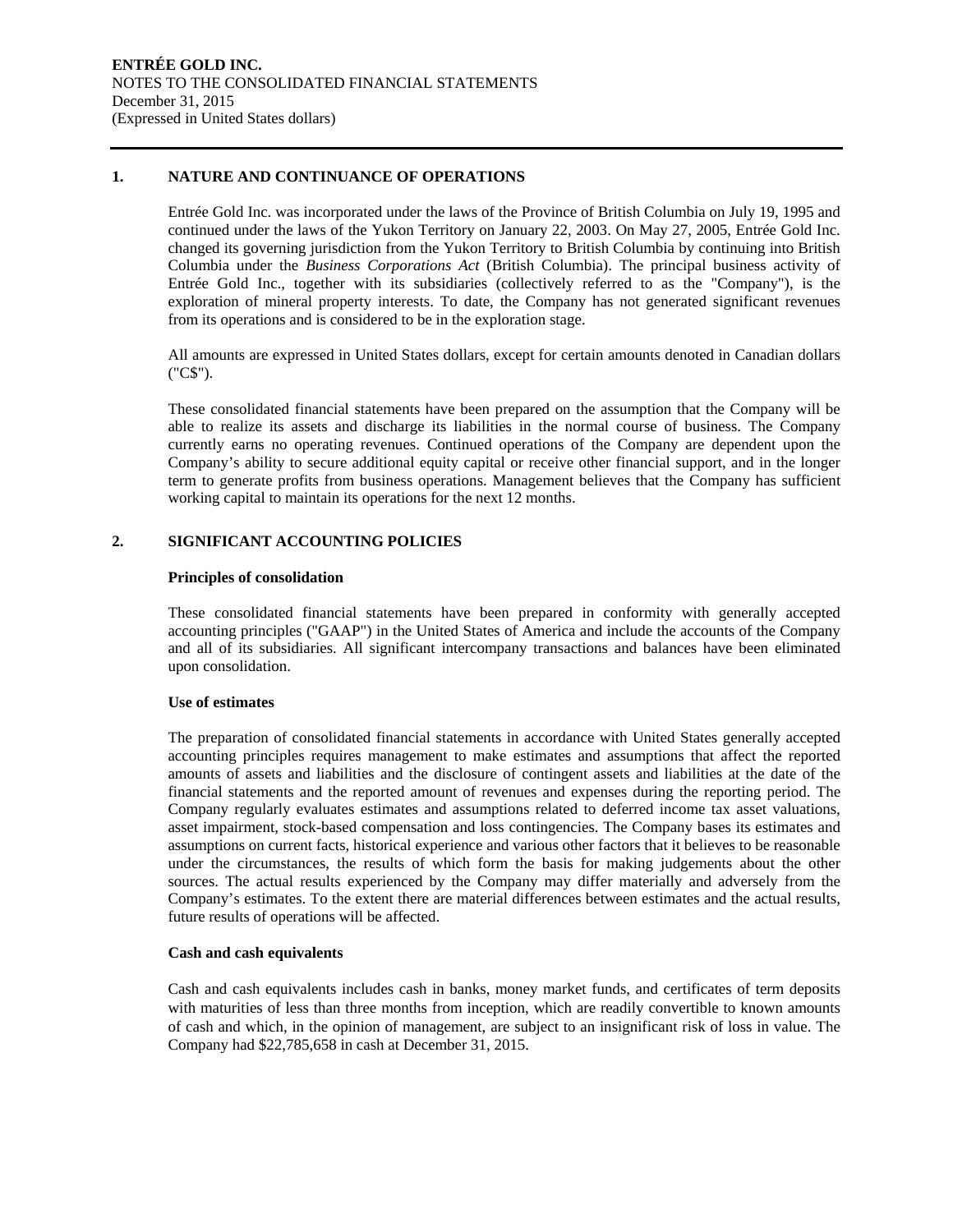## 1. NATURE AND CONTINUANCE OF OPERATIONS

Entrée Gold Inc. was incorporated under the laws of the Province of British Columbia on July 19, 1995 and continued under the laws of the Yukon Territory on January 22, 2003. On May 27, 2005, Entrée Gold Inc. changed its governing jurisdiction from the Yukon Territory to British Columbia by continuing into British Columbia under the *Business Corporations Act* (British Columbia). The principal business activity of Entrée Gold Inc., together with its subsidiaries (collectively referred to as the "Company"), is the exploration of mineral property interests. To date, the Company has not generated significant revenues from its operations and is considered to be in the exploration stage.

All amounts are expressed in United States dollars, except for certain amounts denoted in Canadian dollars ("C$").

These consolidated financial statements have been prepared on the assumption that the Company will be able to realize its assets and discharge its liabilities in the normal course of business. The Company currently earns no operating revenues. Continued operations of the Company are dependent upon the Company's ability to secure additional equity capital or receive other financial support, and in the longer term to generate profits from business operations. Management believes that the Company has sufficient working capital to maintain its operations for the next 12 months.

## 2. SIGNIFICANT ACCOUNTING POLICIES

### Principles of consolidation

These consolidated financial statements have been prepared in conformity with generally accepted accounting principles ("GAAP") in the United States of America and include the accounts of the Company and all of its subsidiaries. All significant intercompany transactions and balances have been eliminated upon consolidation.

### Use of estimates

The preparation of consolidated financial statements in accordance with United States generally accepted accounting principles requires management to make estimates and assumptions that affect the reported amounts of assets and liabilities and the disclosure of contingent assets and liabilities at the date of the financial statements and the reported amount of revenues and expenses during the reporting period. The Company regularly evaluates estimates and assumptions related to deferred income tax asset valuations, asset impairment, stock-based compensation and loss contingencies. The Company bases its estimates and assumptions on current facts, historical experience and various other factors that it believes to be reasonable under the circumstances, the results of which form the basis for making judgements about the other sources. The actual results experienced by the Company may differ materially and adversely from the Company's estimates. To the extent there are material differences between estimates and the actual results, future results of operations will be affected.

### Cash and cash equivalents

Cash and cash equivalents includes cash in banks, money market funds, and certificates of term deposits with maturities of less than three months from inception, which are readily convertible to known amounts of cash and which, in the opinion of management, are subject to an insignificant risk of loss in value. The Company had $22,785,658 in cash at December 31, 2015.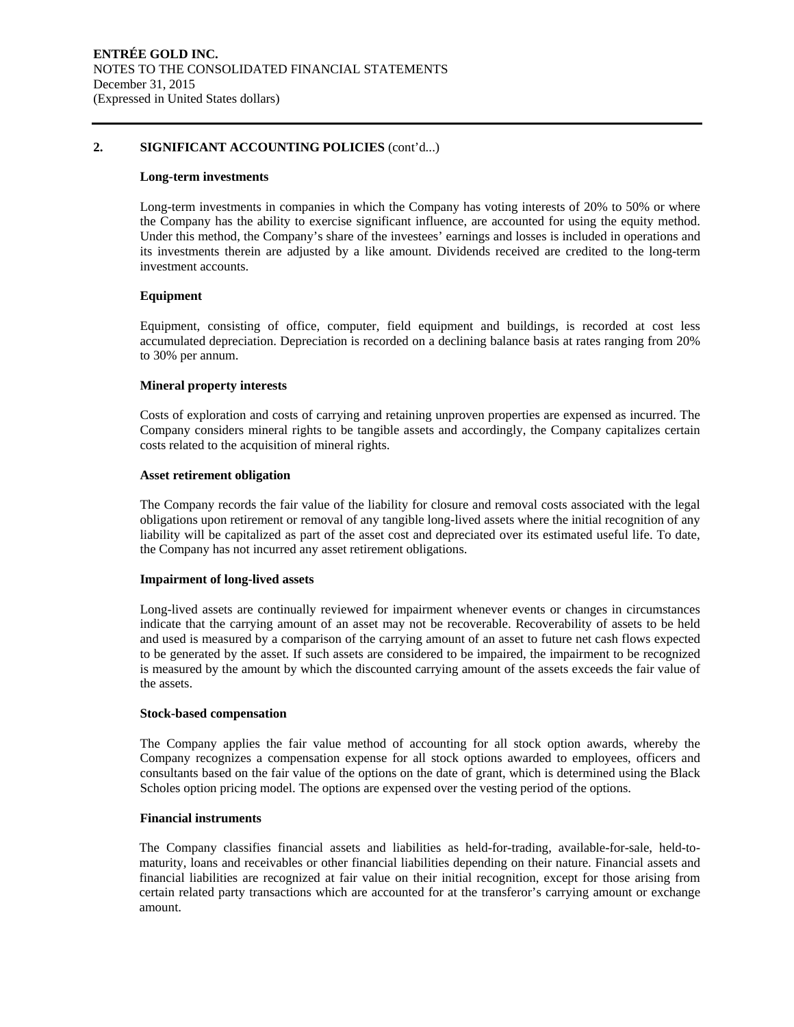## 2. SIGNIFICANT ACCOUNTING POLICIES (cont'd...)

### Long-term investments

Long-term investments in companies in which the Company has voting interests of 20% to 50% or where the Company has the ability to exercise significant influence, are accounted for using the equity method. Under this method, the Company's share of the investees' earnings and losses is included in operations and its investments therein are adjusted by a like amount. Dividends received are credited to the long-term investment accounts.

### Equipment

Equipment, consisting of office, computer, field equipment and buildings, is recorded at cost less accumulated depreciation. Depreciation is recorded on a declining balance basis at rates ranging from 20% to 30% per annum.

### Mineral property interests

Costs of exploration and costs of carrying and retaining unproven properties are expensed as incurred. The Company considers mineral rights to be tangible assets and accordingly, the Company capitalizes certain costs related to the acquisition of mineral rights.

### Asset retirement obligation

The Company records the fair value of the liability for closure and removal costs associated with the legal obligations upon retirement or removal of any tangible long-lived assets where the initial recognition of any liability will be capitalized as part of the asset cost and depreciated over its estimated useful life. To date, the Company has not incurred any asset retirement obligations.

### Impairment of long-lived assets

Long-lived assets are continually reviewed for impairment whenever events or changes in circumstances indicate that the carrying amount of an asset may not be recoverable. Recoverability of assets to be held and used is measured by a comparison of the carrying amount of an asset to future net cash flows expected to be generated by the asset. If such assets are considered to be impaired, the impairment to be recognized is measured by the amount by which the discounted carrying amount of the assets exceeds the fair value of the assets.

### Stock-based compensation

The Company applies the fair value method of accounting for all stock option awards, whereby the Company recognizes a compensation expense for all stock options awarded to employees, officers and consultants based on the fair value of the options on the date of grant, which is determined using the Black Scholes option pricing model. The options are expensed over the vesting period of the options.

### Financial instruments

The Company classifies financial assets and liabilities as held-for-trading, available-for-sale, held-to-maturity, loans and receivables or other financial liabilities depending on their nature. Financial assets and financial liabilities are recognized at fair value on their initial recognition, except for those arising from certain related party transactions which are accounted for at the transferor's carrying amount or exchange amount.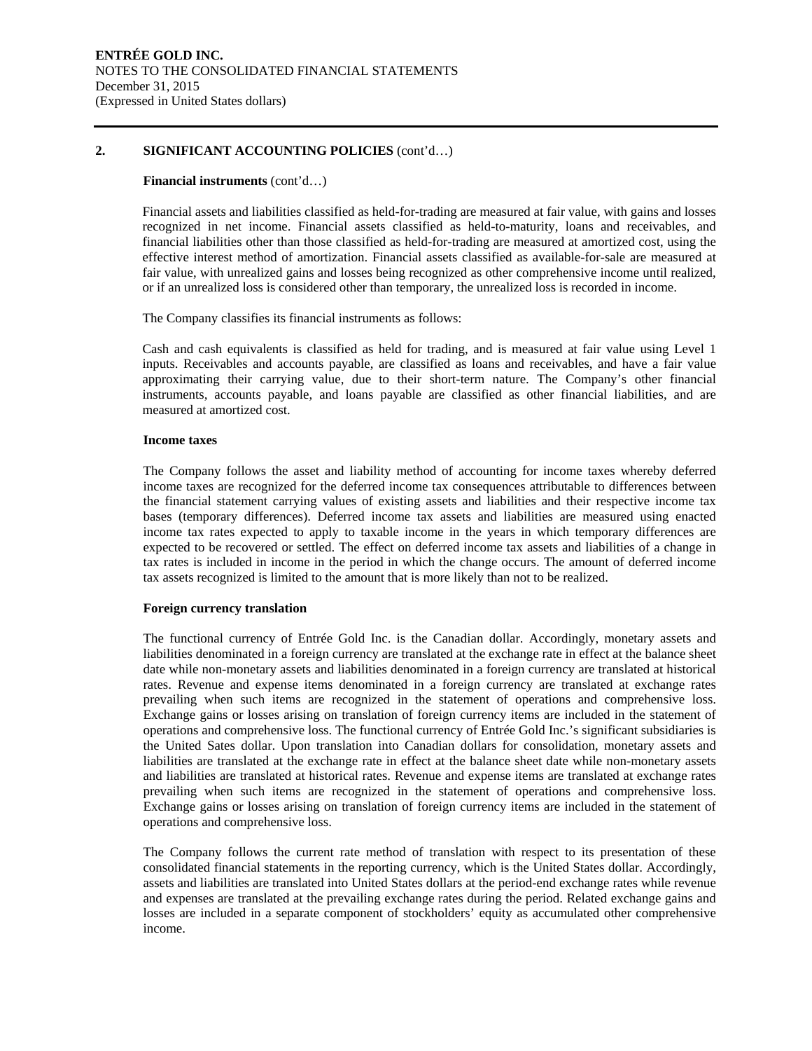## 2. SIGNIFICANT ACCOUNTING POLICIES (cont'd…)

### Financial instruments (cont'd…)

Financial assets and liabilities classified as held-for-trading are measured at fair value, with gains and losses recognized in net income. Financial assets classified as held-to-maturity, loans and receivables, and financial liabilities other than those classified as held-for-trading are measured at amortized cost, using the effective interest method of amortization. Financial assets classified as available-for-sale are measured at fair value, with unrealized gains and losses being recognized as other comprehensive income until realized, or if an unrealized loss is considered other than temporary, the unrealized loss is recorded in income.

The Company classifies its financial instruments as follows:

Cash and cash equivalents is classified as held for trading, and is measured at fair value using Level 1 inputs. Receivables and accounts payable, are classified as loans and receivables, and have a fair value approximating their carrying value, due to their short-term nature. The Company's other financial instruments, accounts payable, and loans payable are classified as other financial liabilities, and are measured at amortized cost.

### Income taxes

The Company follows the asset and liability method of accounting for income taxes whereby deferred income taxes are recognized for the deferred income tax consequences attributable to differences between the financial statement carrying values of existing assets and liabilities and their respective income tax bases (temporary differences). Deferred income tax assets and liabilities are measured using enacted income tax rates expected to apply to taxable income in the years in which temporary differences are expected to be recovered or settled. The effect on deferred income tax assets and liabilities of a change in tax rates is included in income in the period in which the change occurs. The amount of deferred income tax assets recognized is limited to the amount that is more likely than not to be realized.

### Foreign currency translation

The functional currency of Entrée Gold Inc. is the Canadian dollar. Accordingly, monetary assets and liabilities denominated in a foreign currency are translated at the exchange rate in effect at the balance sheet date while non-monetary assets and liabilities denominated in a foreign currency are translated at historical rates. Revenue and expense items denominated in a foreign currency are translated at exchange rates prevailing when such items are recognized in the statement of operations and comprehensive loss. Exchange gains or losses arising on translation of foreign currency items are included in the statement of operations and comprehensive loss. The functional currency of Entrée Gold Inc.'s significant subsidiaries is the United Sates dollar. Upon translation into Canadian dollars for consolidation, monetary assets and liabilities are translated at the exchange rate in effect at the balance sheet date while non-monetary assets and liabilities are translated at historical rates. Revenue and expense items are translated at exchange rates prevailing when such items are recognized in the statement of operations and comprehensive loss. Exchange gains or losses arising on translation of foreign currency items are included in the statement of operations and comprehensive loss.

The Company follows the current rate method of translation with respect to its presentation of these consolidated financial statements in the reporting currency, which is the United States dollar. Accordingly, assets and liabilities are translated into United States dollars at the period-end exchange rates while revenue and expenses are translated at the prevailing exchange rates during the period. Related exchange gains and losses are included in a separate component of stockholders' equity as accumulated other comprehensive income.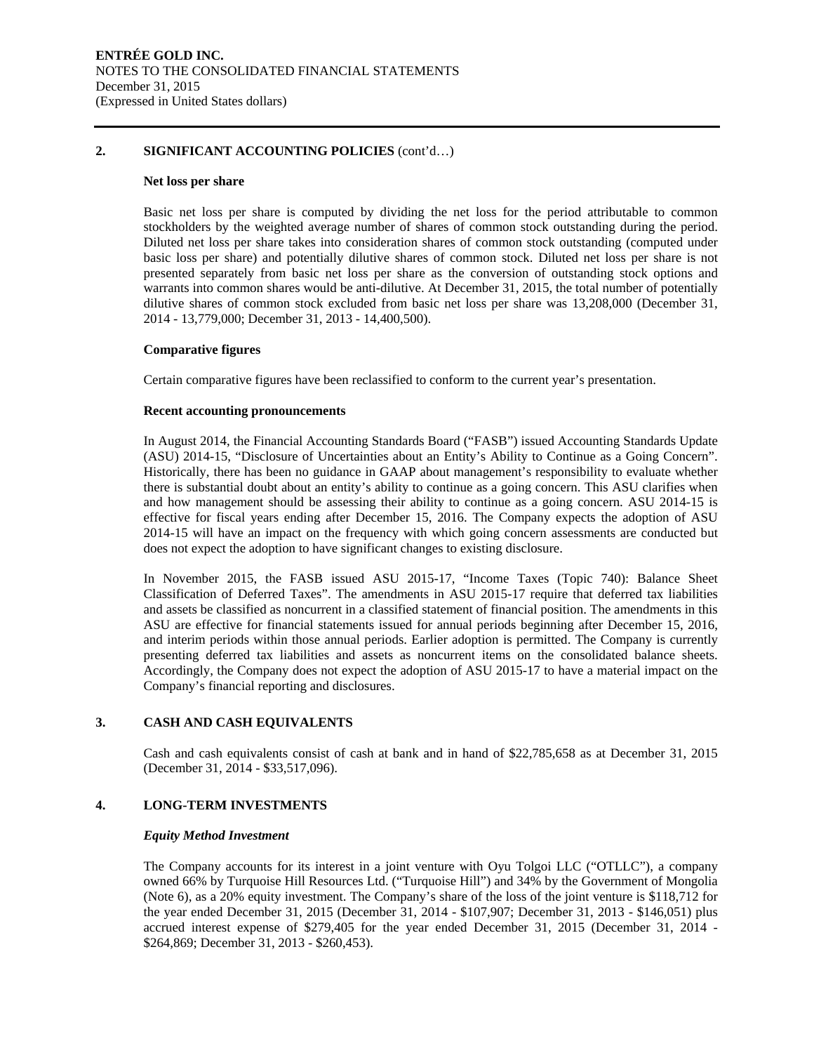## 2. SIGNIFICANT ACCOUNTING POLICIES (cont'd…)

### Net loss per share

Basic net loss per share is computed by dividing the net loss for the period attributable to common stockholders by the weighted average number of shares of common stock outstanding during the period. Diluted net loss per share takes into consideration shares of common stock outstanding (computed under basic loss per share) and potentially dilutive shares of common stock. Diluted net loss per share is not presented separately from basic net loss per share as the conversion of outstanding stock options and warrants into common shares would be anti-dilutive. At December 31, 2015, the total number of potentially dilutive shares of common stock excluded from basic net loss per share was 13,208,000 (December 31, 2014 - 13,779,000; December 31, 2013 - 14,400,500).

### Comparative figures

Certain comparative figures have been reclassified to conform to the current year's presentation.

### Recent accounting pronouncements

In August 2014, the Financial Accounting Standards Board ("FASB") issued Accounting Standards Update (ASU) 2014-15, "Disclosure of Uncertainties about an Entity's Ability to Continue as a Going Concern". Historically, there has been no guidance in GAAP about management's responsibility to evaluate whether there is substantial doubt about an entity's ability to continue as a going concern. This ASU clarifies when and how management should be assessing their ability to continue as a going concern. ASU 2014-15 is effective for fiscal years ending after December 15, 2016. The Company expects the adoption of ASU 2014-15 will have an impact on the frequency with which going concern assessments are conducted but does not expect the adoption to have significant changes to existing disclosure.

In November 2015, the FASB issued ASU 2015-17, "Income Taxes (Topic 740): Balance Sheet Classification of Deferred Taxes". The amendments in ASU 2015-17 require that deferred tax liabilities and assets be classified as noncurrent in a classified statement of financial position. The amendments in this ASU are effective for financial statements issued for annual periods beginning after December 15, 2016, and interim periods within those annual periods. Earlier adoption is permitted. The Company is currently presenting deferred tax liabilities and assets as noncurrent items on the consolidated balance sheets. Accordingly, the Company does not expect the adoption of ASU 2015-17 to have a material impact on the Company's financial reporting and disclosures.

## 3. CASH AND CASH EQUIVALENTS

Cash and cash equivalents consist of cash at bank and in hand of $22,785,658 as at December 31, 2015 (December 31, 2014 - $33,517,096).

## 4. LONG-TERM INVESTMENTS

### *Equity Method Investment*

The Company accounts for its interest in a joint venture with Oyu Tolgoi LLC ("OTLLC"), a company owned 66% by Turquoise Hill Resources Ltd. ("Turquoise Hill") and 34% by the Government of Mongolia (Note 6), as a 20% equity investment. The Company's share of the loss of the joint venture is $118,712 for the year ended December 31, 2015 (December 31, 2014 - $107,907; December 31, 2013 - $146,051) plus accrued interest expense of $279,405 for the year ended December 31, 2015 (December 31, 2014 - $264,869; December 31, 2013 - $260,453).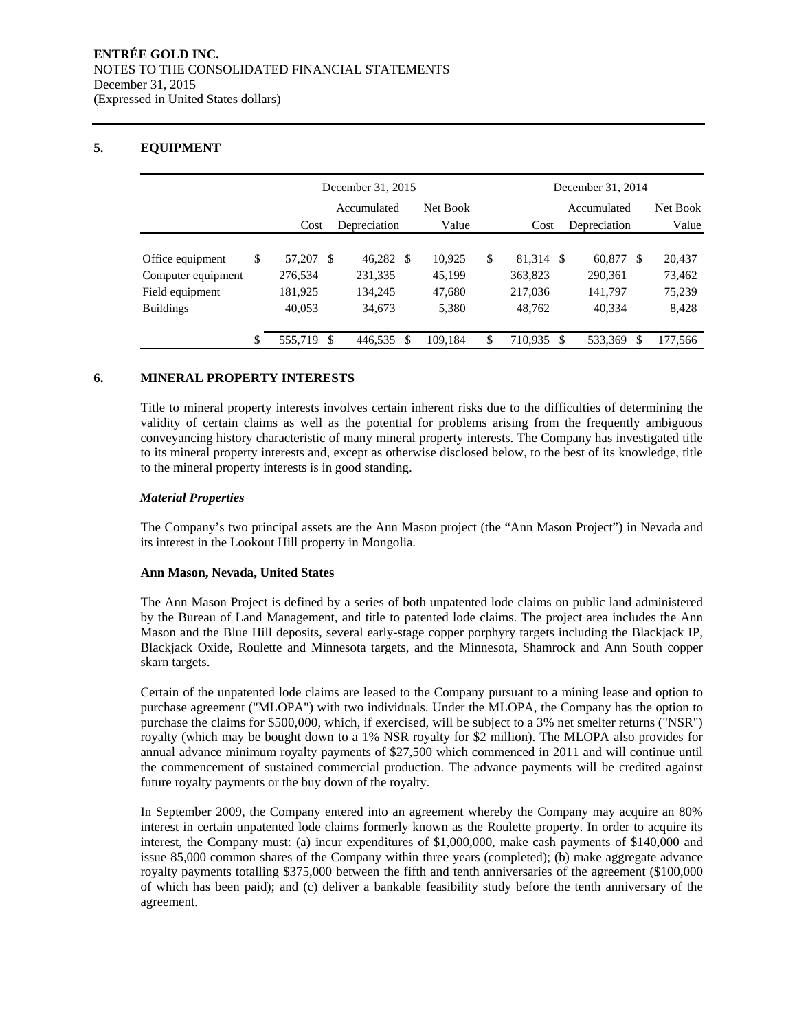## 5. EQUIPMENT

| | December 31, 2015 | | | December 31, 2014 | | |
|---|---|---|---|---|---|---|
| | Cost | Accumulated Depreciation | Net Book Value | Cost | Accumulated Depreciation | Net Book Value |
| Office equipment | $ 57,207 | $ 46,282 | $ 10,925 | $ 81,314 | $ 60,877 | $ 20,437 |
| Computer equipment | 276,534 | 231,335 | 45,199 | 363,823 | 290,361 | 73,462 |
| Field equipment | 181,925 | 134,245 | 47,680 | 217,036 | 141,797 | 75,239 |
| Buildings | 40,053 | 34,673 | 5,380 | 48,762 | 40,334 | 8,428 |
| | $ 555,719 | $ 446,535 | $ 109,184 | $ 710,935 | $ 533,369 | $ 177,566 |

## 6. MINERAL PROPERTY INTERESTS

Title to mineral property interests involves certain inherent risks due to the difficulties of determining the validity of certain claims as well as the potential for problems arising from the frequently ambiguous conveyancing history characteristic of many mineral property interests. The Company has investigated title to its mineral property interests and, except as otherwise disclosed below, to the best of its knowledge, title to the mineral property interests is in good standing.

***Material Properties***

The Company's two principal assets are the Ann Mason project (the "Ann Mason Project") in Nevada and its interest in the Lookout Hill property in Mongolia.

**Ann Mason, Nevada, United States**

The Ann Mason Project is defined by a series of both unpatented lode claims on public land administered by the Bureau of Land Management, and title to patented lode claims. The project area includes the Ann Mason and the Blue Hill deposits, several early-stage copper porphyry targets including the Blackjack IP, Blackjack Oxide, Roulette and Minnesota targets, and the Minnesota, Shamrock and Ann South copper skarn targets.

Certain of the unpatented lode claims are leased to the Company pursuant to a mining lease and option to purchase agreement ("MLOPA") with two individuals. Under the MLOPA, the Company has the option to purchase the claims for $500,000, which, if exercised, will be subject to a 3% net smelter returns ("NSR") royalty (which may be bought down to a 1% NSR royalty for $2 million). The MLOPA also provides for annual advance minimum royalty payments of $27,500 which commenced in 2011 and will continue until the commencement of sustained commercial production. The advance payments will be credited against future royalty payments or the buy down of the royalty.

In September 2009, the Company entered into an agreement whereby the Company may acquire an 80% interest in certain unpatented lode claims formerly known as the Roulette property. In order to acquire its interest, the Company must: (a) incur expenditures of $1,000,000, make cash payments of $140,000 and issue 85,000 common shares of the Company within three years (completed); (b) make aggregate advance royalty payments totalling $375,000 between the fifth and tenth anniversaries of the agreement ($100,000 of which has been paid); and (c) deliver a bankable feasibility study before the tenth anniversary of the agreement.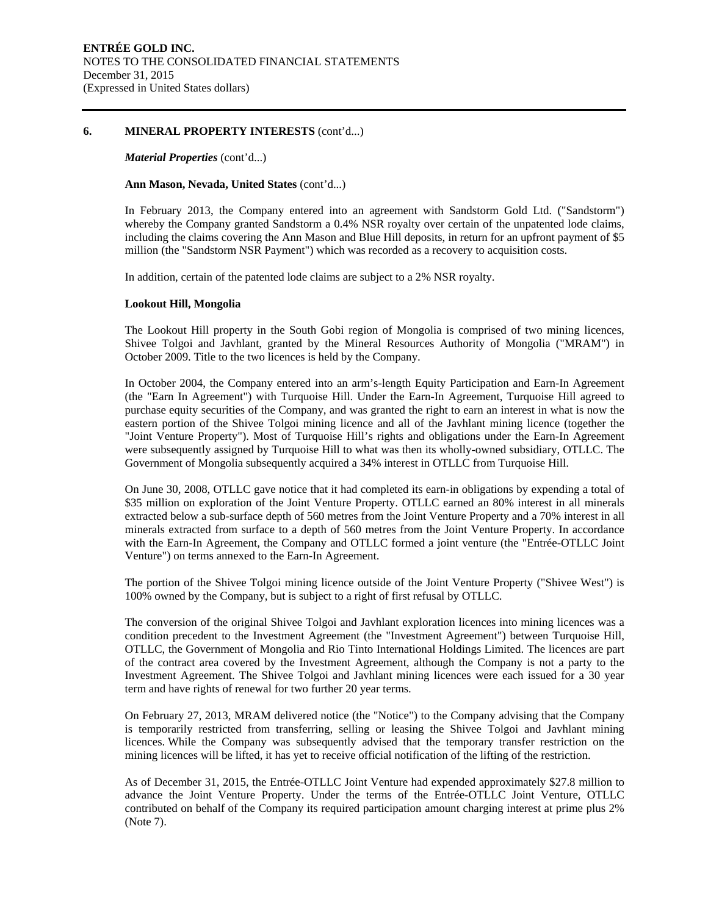### 6. MINERAL PROPERTY INTERESTS (cont'd...)

***Material Properties*** (cont'd...)

**Ann Mason, Nevada, United States** (cont'd...)

In February 2013, the Company entered into an agreement with Sandstorm Gold Ltd. ("Sandstorm") whereby the Company granted Sandstorm a 0.4% NSR royalty over certain of the unpatented lode claims, including the claims covering the Ann Mason and Blue Hill deposits, in return for an upfront payment of $5 million (the "Sandstorm NSR Payment") which was recorded as a recovery to acquisition costs.

In addition, certain of the patented lode claims are subject to a 2% NSR royalty.

**Lookout Hill, Mongolia**

The Lookout Hill property in the South Gobi region of Mongolia is comprised of two mining licences, Shivee Tolgoi and Javhlant, granted by the Mineral Resources Authority of Mongolia ("MRAM") in October 2009. Title to the two licences is held by the Company.

In October 2004, the Company entered into an arm's-length Equity Participation and Earn-In Agreement (the "Earn In Agreement") with Turquoise Hill. Under the Earn-In Agreement, Turquoise Hill agreed to purchase equity securities of the Company, and was granted the right to earn an interest in what is now the eastern portion of the Shivee Tolgoi mining licence and all of the Javhlant mining licence (together the "Joint Venture Property"). Most of Turquoise Hill's rights and obligations under the Earn-In Agreement were subsequently assigned by Turquoise Hill to what was then its wholly-owned subsidiary, OTLLC. The Government of Mongolia subsequently acquired a 34% interest in OTLLC from Turquoise Hill.

On June 30, 2008, OTLLC gave notice that it had completed its earn-in obligations by expending a total of $35 million on exploration of the Joint Venture Property. OTLLC earned an 80% interest in all minerals extracted below a sub-surface depth of 560 metres from the Joint Venture Property and a 70% interest in all minerals extracted from surface to a depth of 560 metres from the Joint Venture Property. In accordance with the Earn-In Agreement, the Company and OTLLC formed a joint venture (the "Entrée-OTLLC Joint Venture") on terms annexed to the Earn-In Agreement.

The portion of the Shivee Tolgoi mining licence outside of the Joint Venture Property ("Shivee West") is 100% owned by the Company, but is subject to a right of first refusal by OTLLC.

The conversion of the original Shivee Tolgoi and Javhlant exploration licences into mining licences was a condition precedent to the Investment Agreement (the "Investment Agreement") between Turquoise Hill, OTLLC, the Government of Mongolia and Rio Tinto International Holdings Limited. The licences are part of the contract area covered by the Investment Agreement, although the Company is not a party to the Investment Agreement. The Shivee Tolgoi and Javhlant mining licences were each issued for a 30 year term and have rights of renewal for two further 20 year terms.

On February 27, 2013, MRAM delivered notice (the "Notice") to the Company advising that the Company is temporarily restricted from transferring, selling or leasing the Shivee Tolgoi and Javhlant mining licences. While the Company was subsequently advised that the temporary transfer restriction on the mining licences will be lifted, it has yet to receive official notification of the lifting of the restriction.

As of December 31, 2015, the Entrée-OTLLC Joint Venture had expended approximately $27.8 million to advance the Joint Venture Property. Under the terms of the Entrée-OTLLC Joint Venture, OTLLC contributed on behalf of the Company its required participation amount charging interest at prime plus 2% (Note 7).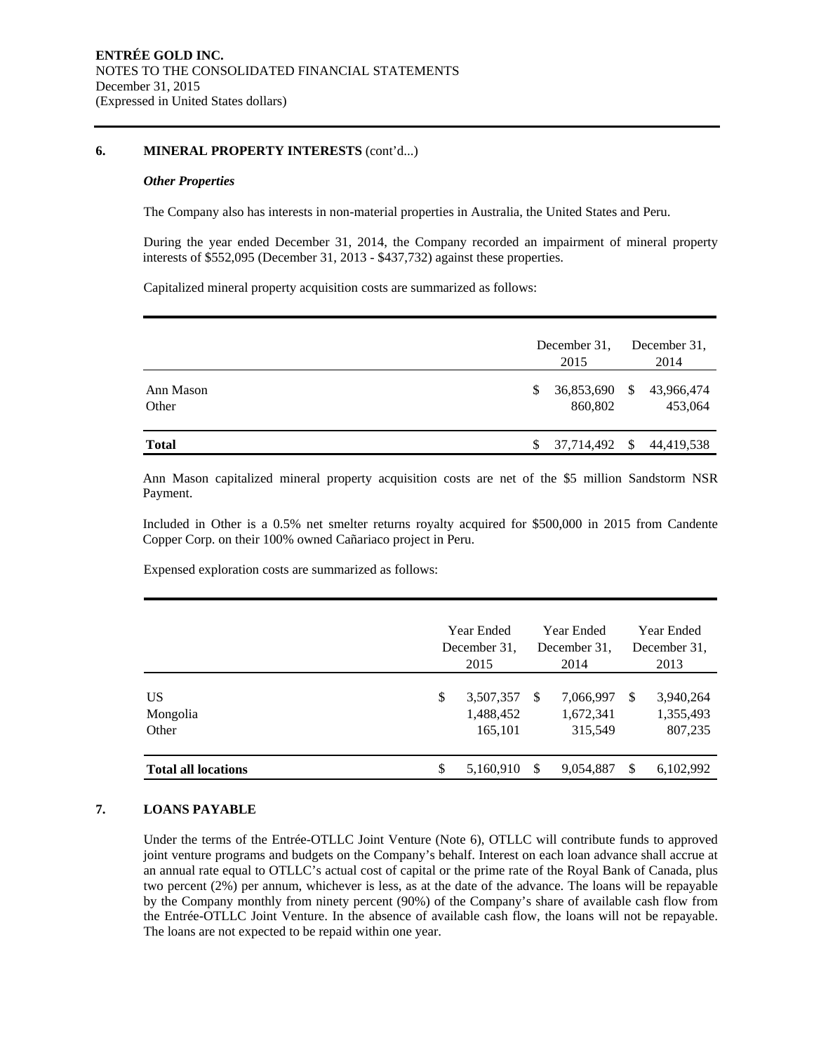## 6. MINERAL PROPERTY INTERESTS (cont'd...)

***Other Properties***

The Company also has interests in non-material properties in Australia, the United States and Peru.

During the year ended December 31, 2014, the Company recorded an impairment of mineral property interests of $552,095 (December 31, 2013 - $437,732) against these properties.

Capitalized mineral property acquisition costs are summarized as follows:

| | December 31, 2015 | December 31, 2014 |
|---|---|---|
| Ann Mason | $ 36,853,690 | $ 43,966,474 |
| Other | 860,802 | 453,064 |
| **Total** | $ 37,714,492 | $ 44,419,538 |

Ann Mason capitalized mineral property acquisition costs are net of the $5 million Sandstorm NSR Payment.

Included in Other is a 0.5% net smelter returns royalty acquired for $500,000 in 2015 from Candente Copper Corp. on their 100% owned Cañariaco project in Peru.

Expensed exploration costs are summarized as follows:

| | Year Ended December 31, 2015 | Year Ended December 31, 2014 | Year Ended December 31, 2013 |
|---|---|---|---|
| US | $ 3,507,357 | $ 7,066,997 | $ 3,940,264 |
| Mongolia | 1,488,452 | 1,672,341 | 1,355,493 |
| Other | 165,101 | 315,549 | 807,235 |
| **Total all locations** | $ 5,160,910 | $ 9,054,887 | $ 6,102,992 |

## 7. LOANS PAYABLE

Under the terms of the Entrée-OTLLC Joint Venture (Note 6), OTLLC will contribute funds to approved joint venture programs and budgets on the Company's behalf. Interest on each loan advance shall accrue at an annual rate equal to OTLLC's actual cost of capital or the prime rate of the Royal Bank of Canada, plus two percent (2%) per annum, whichever is less, as at the date of the advance. The loans will be repayable by the Company monthly from ninety percent (90%) of the Company's share of available cash flow from the Entrée-OTLLC Joint Venture. In the absence of available cash flow, the loans will not be repayable. The loans are not expected to be repaid within one year.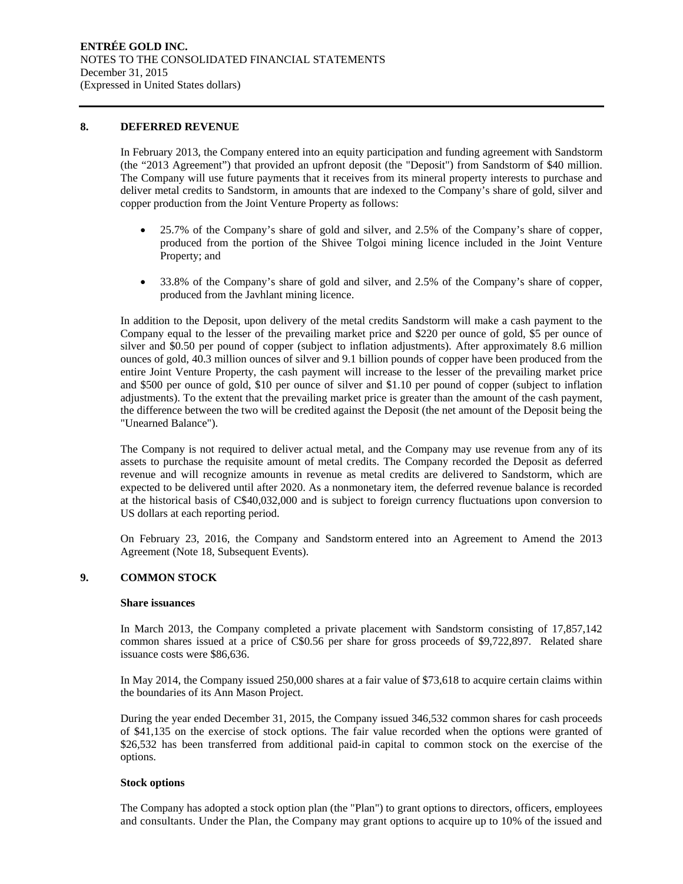## 8. DEFERRED REVENUE

In February 2013, the Company entered into an equity participation and funding agreement with Sandstorm (the "2013 Agreement") that provided an upfront deposit (the "Deposit") from Sandstorm of $40 million. The Company will use future payments that it receives from its mineral property interests to purchase and deliver metal credits to Sandstorm, in amounts that are indexed to the Company's share of gold, silver and copper production from the Joint Venture Property as follows:

- 25.7% of the Company's share of gold and silver, and 2.5% of the Company's share of copper, produced from the portion of the Shivee Tolgoi mining licence included in the Joint Venture Property; and
- 33.8% of the Company's share of gold and silver, and 2.5% of the Company's share of copper, produced from the Javhlant mining licence.

In addition to the Deposit, upon delivery of the metal credits Sandstorm will make a cash payment to the Company equal to the lesser of the prevailing market price and $220 per ounce of gold, $5 per ounce of silver and $0.50 per pound of copper (subject to inflation adjustments). After approximately 8.6 million ounces of gold, 40.3 million ounces of silver and 9.1 billion pounds of copper have been produced from the entire Joint Venture Property, the cash payment will increase to the lesser of the prevailing market price and $500 per ounce of gold, $10 per ounce of silver and $1.10 per pound of copper (subject to inflation adjustments). To the extent that the prevailing market price is greater than the amount of the cash payment, the difference between the two will be credited against the Deposit (the net amount of the Deposit being the "Unearned Balance").

The Company is not required to deliver actual metal, and the Company may use revenue from any of its assets to purchase the requisite amount of metal credits. The Company recorded the Deposit as deferred revenue and will recognize amounts in revenue as metal credits are delivered to Sandstorm, which are expected to be delivered until after 2020. As a nonmonetary item, the deferred revenue balance is recorded at the historical basis of C$40,032,000 and is subject to foreign currency fluctuations upon conversion to US dollars at each reporting period.

On February 23, 2016, the Company and Sandstorm entered into an Agreement to Amend the 2013 Agreement (Note 18, Subsequent Events).

## 9. COMMON STOCK

### Share issuances

In March 2013, the Company completed a private placement with Sandstorm consisting of 17,857,142 common shares issued at a price of C$0.56 per share for gross proceeds of $9,722,897. Related share issuance costs were $86,636.

In May 2014, the Company issued 250,000 shares at a fair value of $73,618 to acquire certain claims within the boundaries of its Ann Mason Project.

During the year ended December 31, 2015, the Company issued 346,532 common shares for cash proceeds of $41,135 on the exercise of stock options. The fair value recorded when the options were granted of $26,532 has been transferred from additional paid-in capital to common stock on the exercise of the options.

### Stock options

The Company has adopted a stock option plan (the "Plan") to grant options to directors, officers, employees and consultants. Under the Plan, the Company may grant options to acquire up to 10% of the issued and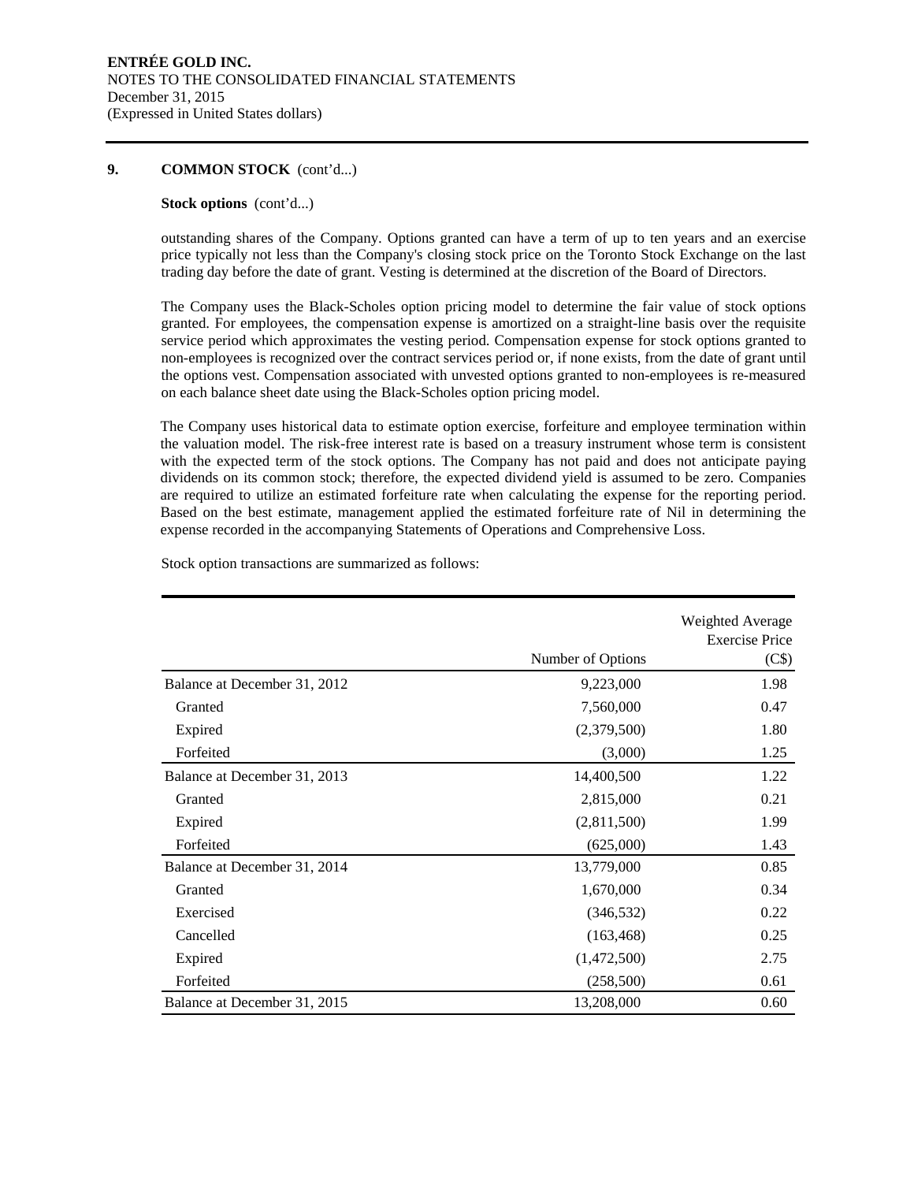## 9. COMMON STOCK (cont'd...)

**Stock options** (cont'd...)

outstanding shares of the Company. Options granted can have a term of up to ten years and an exercise price typically not less than the Company's closing stock price on the Toronto Stock Exchange on the last trading day before the date of grant. Vesting is determined at the discretion of the Board of Directors.

The Company uses the Black-Scholes option pricing model to determine the fair value of stock options granted. For employees, the compensation expense is amortized on a straight-line basis over the requisite service period which approximates the vesting period. Compensation expense for stock options granted to non-employees is recognized over the contract services period or, if none exists, from the date of grant until the options vest. Compensation associated with unvested options granted to non-employees is re-measured on each balance sheet date using the Black-Scholes option pricing model.

The Company uses historical data to estimate option exercise, forfeiture and employee termination within the valuation model. The risk-free interest rate is based on a treasury instrument whose term is consistent with the expected term of the stock options. The Company has not paid and does not anticipate paying dividends on its common stock; therefore, the expected dividend yield is assumed to be zero. Companies are required to utilize an estimated forfeiture rate when calculating the expense for the reporting period. Based on the best estimate, management applied the estimated forfeiture rate of Nil in determining the expense recorded in the accompanying Statements of Operations and Comprehensive Loss.

Stock option transactions are summarized as follows:

| | Number of Options | Weighted Average Exercise Price (C$) |
|---|---|---|
| Balance at December 31, 2012 | 9,223,000 | 1.98 |
| Granted | 7,560,000 | 0.47 |
| Expired | (2,379,500) | 1.80 |
| Forfeited | (3,000) | 1.25 |
| Balance at December 31, 2013 | 14,400,500 | 1.22 |
| Granted | 2,815,000 | 0.21 |
| Expired | (2,811,500) | 1.99 |
| Forfeited | (625,000) | 1.43 |
| Balance at December 31, 2014 | 13,779,000 | 0.85 |
| Granted | 1,670,000 | 0.34 |
| Exercised | (346,532) | 0.22 |
| Cancelled | (163,468) | 0.25 |
| Expired | (1,472,500) | 2.75 |
| Forfeited | (258,500) | 0.61 |
| Balance at December 31, 2015 | 13,208,000 | 0.60 |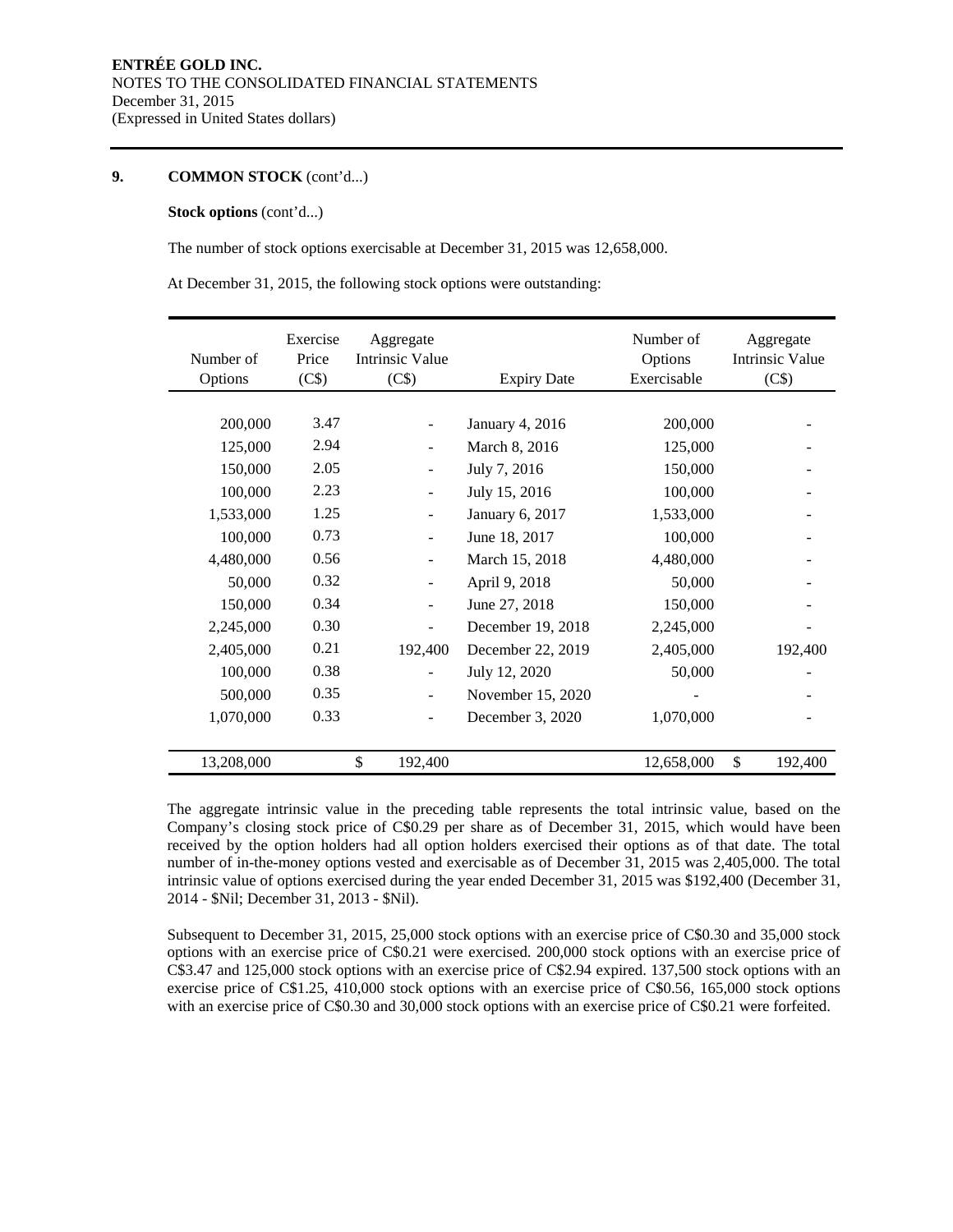**9. COMMON STOCK** (cont'd...)

**Stock options** (cont'd...)

The number of stock options exercisable at December 31, 2015 was 12,658,000.

At December 31, 2015, the following stock options were outstanding:

| Number of Options | Exercise Price (C$) | Aggregate Intrinsic Value (C$) | Expiry Date | Number of Options Exercisable | Aggregate Intrinsic Value (C$) |
|---|---|---|---|---|---|
| 200,000 | 3.47 | - | January 4, 2016 | 200,000 | - |
| 125,000 | 2.94 | - | March 8, 2016 | 125,000 | - |
| 150,000 | 2.05 | - | July 7, 2016 | 150,000 | - |
| 100,000 | 2.23 | - | July 15, 2016 | 100,000 | - |
| 1,533,000 | 1.25 | - | January 6, 2017 | 1,533,000 | - |
| 100,000 | 0.73 | - | June 18, 2017 | 100,000 | - |
| 4,480,000 | 0.56 | - | March 15, 2018 | 4,480,000 | - |
| 50,000 | 0.32 | - | April 9, 2018 | 50,000 | - |
| 150,000 | 0.34 | - | June 27, 2018 | 150,000 | - |
| 2,245,000 | 0.30 | - | December 19, 2018 | 2,245,000 | - |
| 2,405,000 | 0.21 | 192,400 | December 22, 2019 | 2,405,000 | 192,400 |
| 100,000 | 0.38 | - | July 12, 2020 | 50,000 | - |
| 500,000 | 0.35 | - | November 15, 2020 | - | - |
| 1,070,000 | 0.33 | - | December 3, 2020 | 1,070,000 | - |
| 13,208,000 | | $ 192,400 | | 12,658,000 | $ 192,400 |

The aggregate intrinsic value in the preceding table represents the total intrinsic value, based on the Company's closing stock price of C$0.29 per share as of December 31, 2015, which would have been received by the option holders had all option holders exercised their options as of that date. The total number of in-the-money options vested and exercisable as of December 31, 2015 was 2,405,000. The total intrinsic value of options exercised during the year ended December 31, 2015 was $192,400 (December 31, 2014 - $Nil; December 31, 2013 - $Nil).

Subsequent to December 31, 2015, 25,000 stock options with an exercise price of C$0.30 and 35,000 stock options with an exercise price of C$0.21 were exercised. 200,000 stock options with an exercise price of C$3.47 and 125,000 stock options with an exercise price of C$2.94 expired. 137,500 stock options with an exercise price of C$1.25, 410,000 stock options with an exercise price of C$0.56, 165,000 stock options with an exercise price of C$0.30 and 30,000 stock options with an exercise price of C$0.21 were forfeited.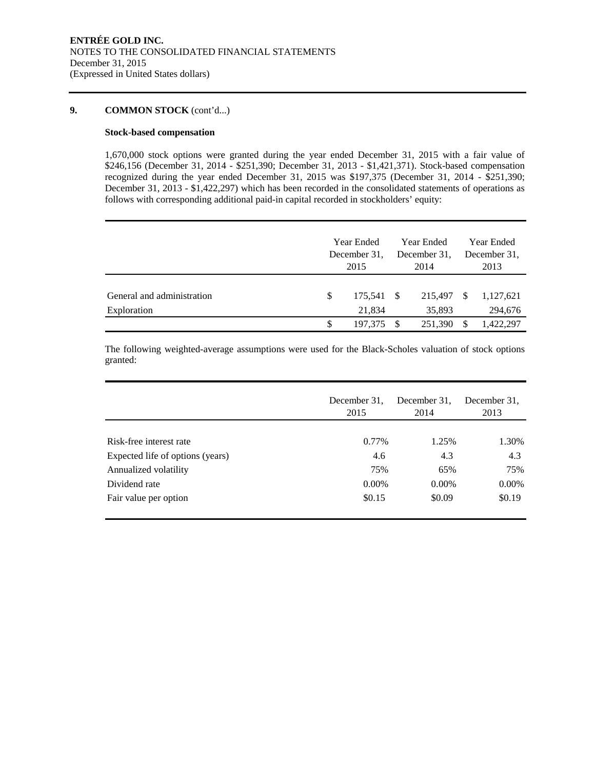## 9. COMMON STOCK (cont'd...)

### Stock-based compensation

1,670,000 stock options were granted during the year ended December 31, 2015 with a fair value of $246,156 (December 31, 2014 - $251,390; December 31, 2013 - $1,421,371). Stock-based compensation recognized during the year ended December 31, 2015 was $197,375 (December 31, 2014 - $251,390; December 31, 2013 - $1,422,297) which has been recorded in the consolidated statements of operations as follows with corresponding additional paid-in capital recorded in stockholders' equity:

| | Year Ended December 31, 2015 | Year Ended December 31, 2014 | Year Ended December 31, 2013 |
|---|---|---|---|
| General and administration | $ 175,541 | $ 215,497 | $ 1,127,621 |
| Exploration | 21,834 | 35,893 | 294,676 |
| | $ 197,375 | $ 251,390 | $ 1,422,297 |

The following weighted-average assumptions were used for the Black-Scholes valuation of stock options granted:

| | December 31, 2015 | December 31, 2014 | December 31, 2013 |
|---|---|---|---|
| Risk-free interest rate | 0.77% | 1.25% | 1.30% |
| Expected life of options (years) | 4.6 | 4.3 | 4.3 |
| Annualized volatility | 75% | 65% | 75% |
| Dividend rate | 0.00% | 0.00% | 0.00% |
| Fair value per option | $0.15 | $0.09 | $0.19 |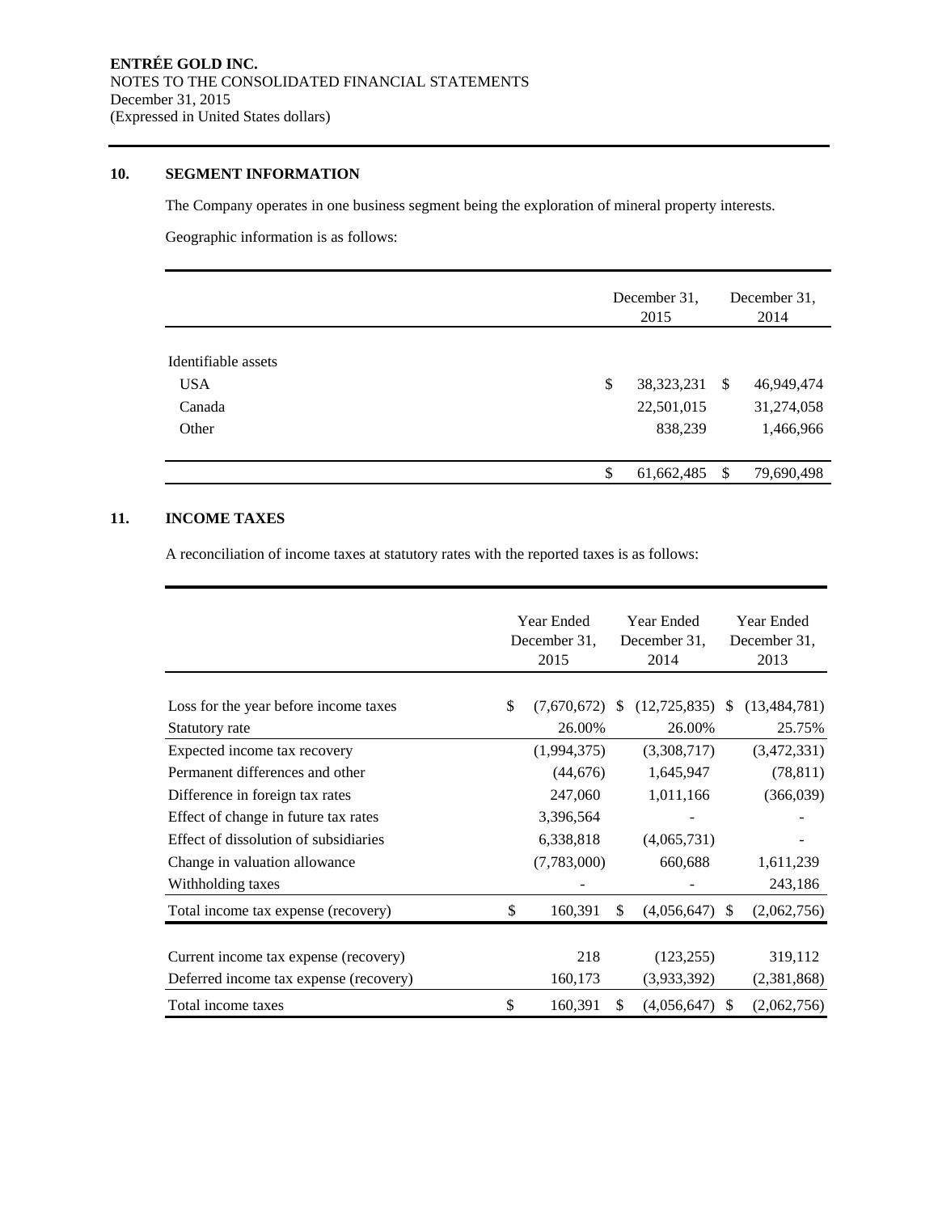**ENTRÉE GOLD INC.**
NOTES TO THE CONSOLIDATED FINANCIAL STATEMENTS
December 31, 2015
(Expressed in United States dollars)

## 10. SEGMENT INFORMATION

The Company operates in one business segment being the exploration of mineral property interests.

Geographic information is as follows:

| | December 31, 2015 | December 31, 2014 |
|---|---|---|
| Identifiable assets | | |
| USA | $ 38,323,231 | $ 46,949,474 |
| Canada | 22,501,015 | 31,274,058 |
| Other | 838,239 | 1,466,966 |
| | $ 61,662,485 | $ 79,690,498 |

## 11. INCOME TAXES

A reconciliation of income taxes at statutory rates with the reported taxes is as follows:

| | Year Ended December 31, 2015 | Year Ended December 31, 2014 | Year Ended December 31, 2013 |
|---|---|---|---|
| Loss for the year before income taxes | $ (7,670,672) | $ (12,725,835) | $ (13,484,781) |
| Statutory rate | 26.00% | 26.00% | 25.75% |
| Expected income tax recovery | (1,994,375) | (3,308,717) | (3,472,331) |
| Permanent differences and other | (44,676) | 1,645,947 | (78,811) |
| Difference in foreign tax rates | 247,060 | 1,011,166 | (366,039) |
| Effect of change in future tax rates | 3,396,564 | - | - |
| Effect of dissolution of subsidiaries | 6,338,818 | (4,065,731) | - |
| Change in valuation allowance | (7,783,000) | 660,688 | 1,611,239 |
| Withholding taxes | - | - | 243,186 |
| Total income tax expense (recovery) | $ 160,391 | $ (4,056,647) | $ (2,062,756) |
| | | | |
| Current income tax expense (recovery) | 218 | (123,255) | 319,112 |
| Deferred income tax expense (recovery) | 160,173 | (3,933,392) | (2,381,868) |
| Total income taxes | $ 160,391 | $ (4,056,647) | $ (2,062,756) |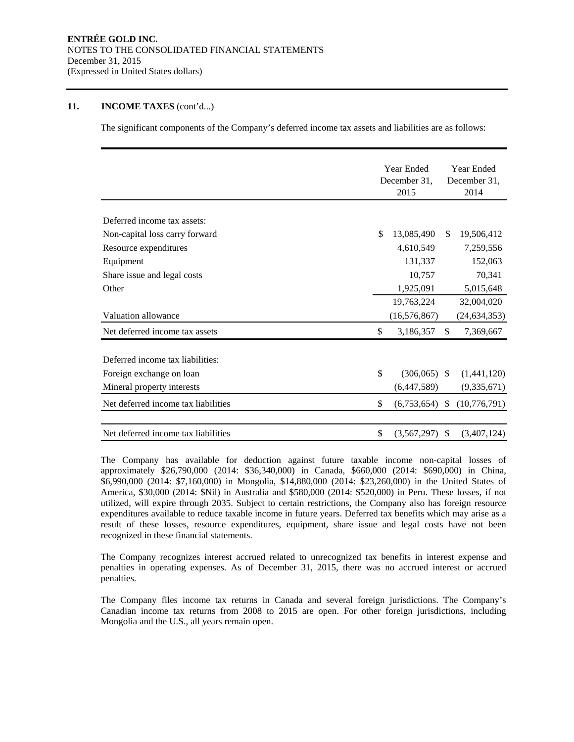## 11. INCOME TAXES (cont'd...)

The significant components of the Company's deferred income tax assets and liabilities are as follows:

| | Year Ended December 31, 2015 | Year Ended December 31, 2014 |
|---|---|---|
| Deferred income tax assets: | | |
| Non-capital loss carry forward | $ 13,085,490 | $ 19,506,412 |
| Resource expenditures | 4,610,549 | 7,259,556 |
| Equipment | 131,337 | 152,063 |
| Share issue and legal costs | 10,757 | 70,341 |
| Other | 1,925,091 | 5,015,648 |
| | 19,763,224 | 32,004,020 |
| Valuation allowance | (16,576,867) | (24,634,353) |
| Net deferred income tax assets | $ 3,186,357 | $ 7,369,667 |
| Deferred income tax liabilities: | | |
| Foreign exchange on loan | $ (306,065) | $ (1,441,120) |
| Mineral property interests | (6,447,589) | (9,335,671) |
| Net deferred income tax liabilities | $ (6,753,654) | $ (10,776,791) |
| Net deferred income tax liabilities | $ (3,567,297) | $ (3,407,124) |

The Company has available for deduction against future taxable income non-capital losses of approximately $26,790,000 (2014: $36,340,000) in Canada, $660,000 (2014: $690,000) in China, $6,990,000 (2014: $7,160,000) in Mongolia, $14,880,000 (2014: $23,260,000) in the United States of America, $30,000 (2014: $Nil) in Australia and $580,000 (2014: $520,000) in Peru. These losses, if not utilized, will expire through 2035. Subject to certain restrictions, the Company also has foreign resource expenditures available to reduce taxable income in future years. Deferred tax benefits which may arise as a result of these losses, resource expenditures, equipment, share issue and legal costs have not been recognized in these financial statements.

The Company recognizes interest accrued related to unrecognized tax benefits in interest expense and penalties in operating expenses. As of December 31, 2015, there was no accrued interest or accrued penalties.

The Company files income tax returns in Canada and several foreign jurisdictions. The Company's Canadian income tax returns from 2008 to 2015 are open. For other foreign jurisdictions, including Mongolia and the U.S., all years remain open.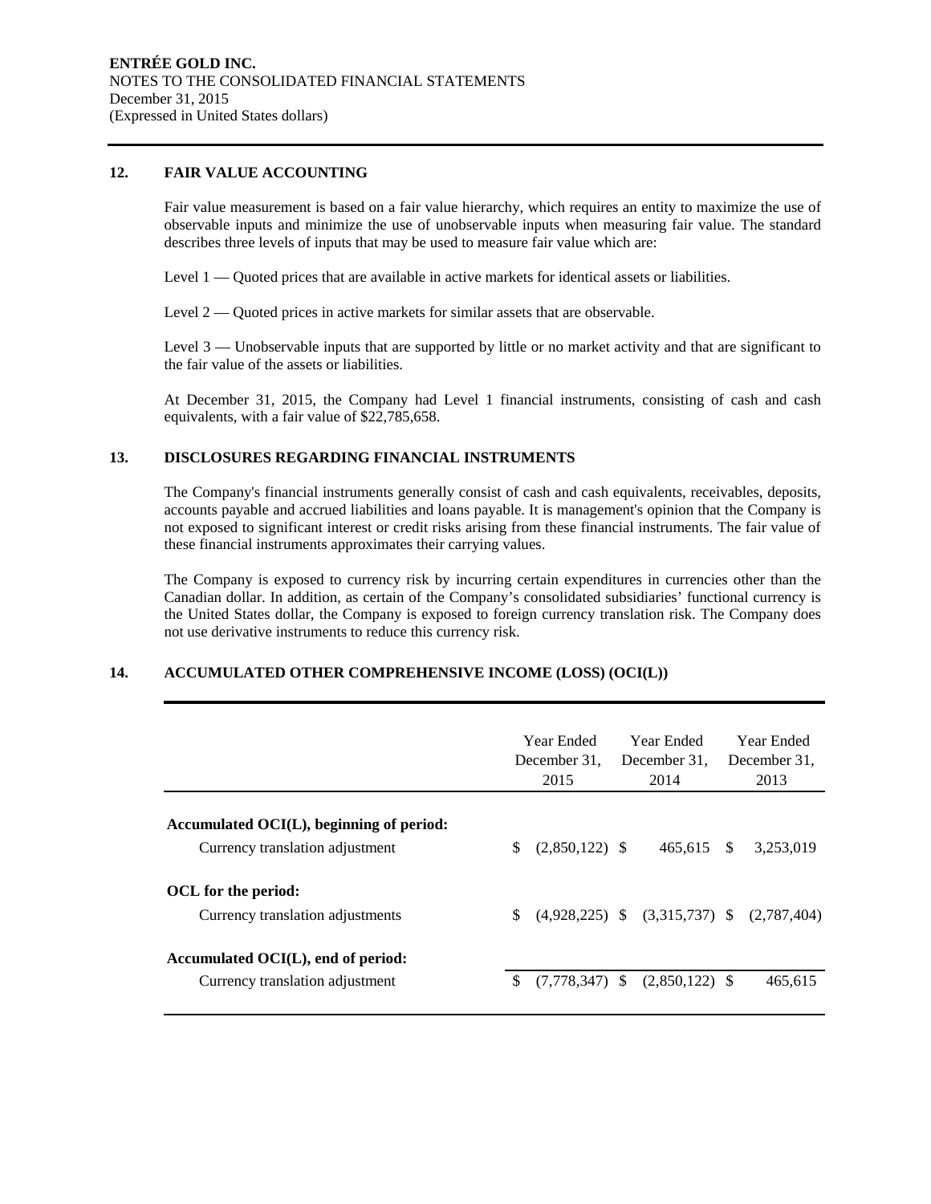**ENTRÉE GOLD INC.**
NOTES TO THE CONSOLIDATED FINANCIAL STATEMENTS
December 31, 2015
(Expressed in United States dollars)

## 12. FAIR VALUE ACCOUNTING

Fair value measurement is based on a fair value hierarchy, which requires an entity to maximize the use of observable inputs and minimize the use of unobservable inputs when measuring fair value. The standard describes three levels of inputs that may be used to measure fair value which are:

Level 1 — Quoted prices that are available in active markets for identical assets or liabilities.

Level 2 — Quoted prices in active markets for similar assets that are observable.

Level 3 — Unobservable inputs that are supported by little or no market activity and that are significant to the fair value of the assets or liabilities.

At December 31, 2015, the Company had Level 1 financial instruments, consisting of cash and cash equivalents, with a fair value of $22,785,658.

## 13. DISCLOSURES REGARDING FINANCIAL INSTRUMENTS

The Company's financial instruments generally consist of cash and cash equivalents, receivables, deposits, accounts payable and accrued liabilities and loans payable. It is management's opinion that the Company is not exposed to significant interest or credit risks arising from these financial instruments. The fair value of these financial instruments approximates their carrying values.

The Company is exposed to currency risk by incurring certain expenditures in currencies other than the Canadian dollar. In addition, as certain of the Company's consolidated subsidiaries' functional currency is the United States dollar, the Company is exposed to foreign currency translation risk. The Company does not use derivative instruments to reduce this currency risk.

## 14. ACCUMULATED OTHER COMPREHENSIVE INCOME (LOSS) (OCI(L))

| | Year Ended December 31, 2015 | Year Ended December 31, 2014 | Year Ended December 31, 2013 |
|---|---|---|---|
| **Accumulated OCI(L), beginning of period:** | | | |
| Currency translation adjustment | $ (2,850,122) | $ 465,615 | $ 3,253,019 |
| **OCL for the period:** | | | |
| Currency translation adjustments | $ (4,928,225) | $ (3,315,737) | $ (2,787,404) |
| **Accumulated OCI(L), end of period:** | | | |
| Currency translation adjustment | $ (7,778,347) | $ (2,850,122) | $ 465,615 |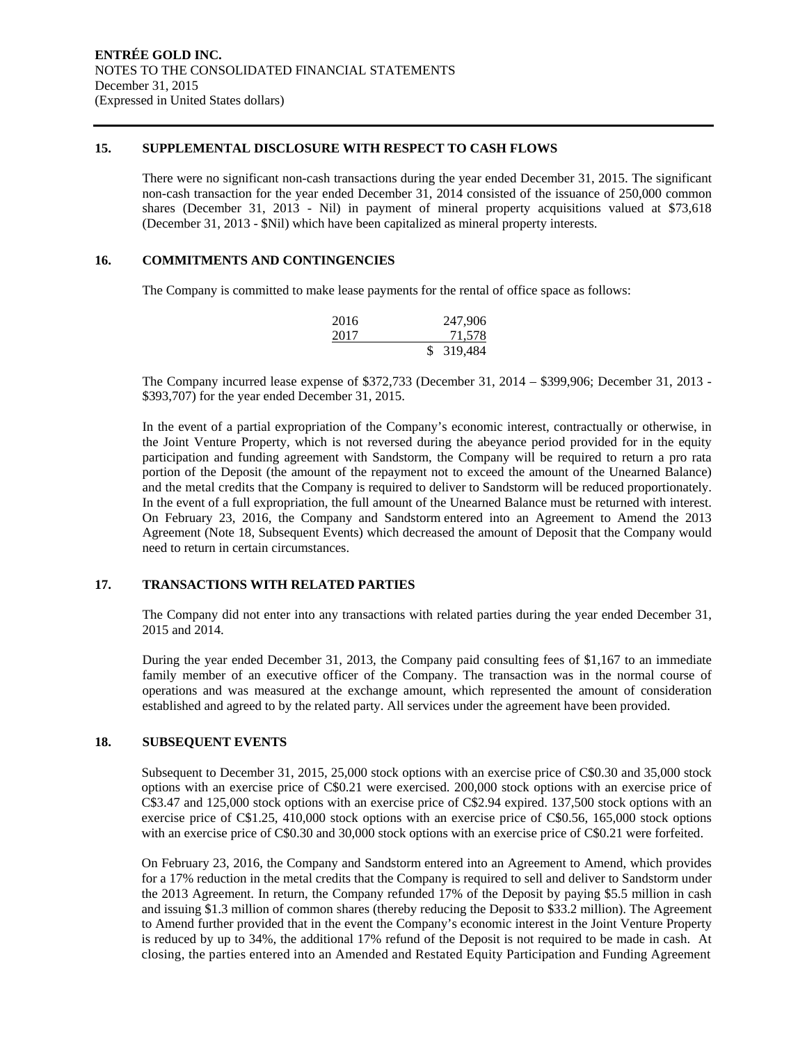## 15. SUPPLEMENTAL DISCLOSURE WITH RESPECT TO CASH FLOWS

There were no significant non-cash transactions during the year ended December 31, 2015. The significant non-cash transaction for the year ended December 31, 2014 consisted of the issuance of 250,000 common shares (December 31, 2013 - Nil) in payment of mineral property acquisitions valued at $73,618 (December 31, 2013 - $Nil) which have been capitalized as mineral property interests.

## 16. COMMITMENTS AND CONTINGENCIES

The Company is committed to make lease payments for the rental of office space as follows:

| | |
|---|---|
| 2016 | 247,906 |
| 2017 | 71,578 |
| | $ 319,484 |

The Company incurred lease expense of $372,733 (December 31, 2014 – $399,906; December 31, 2013 - $393,707) for the year ended December 31, 2015.

In the event of a partial expropriation of the Company's economic interest, contractually or otherwise, in the Joint Venture Property, which is not reversed during the abeyance period provided for in the equity participation and funding agreement with Sandstorm, the Company will be required to return a pro rata portion of the Deposit (the amount of the repayment not to exceed the amount of the Unearned Balance) and the metal credits that the Company is required to deliver to Sandstorm will be reduced proportionately. In the event of a full expropriation, the full amount of the Unearned Balance must be returned with interest. On February 23, 2016, the Company and Sandstorm entered into an Agreement to Amend the 2013 Agreement (Note 18, Subsequent Events) which decreased the amount of Deposit that the Company would need to return in certain circumstances.

## 17. TRANSACTIONS WITH RELATED PARTIES

The Company did not enter into any transactions with related parties during the year ended December 31, 2015 and 2014.

During the year ended December 31, 2013, the Company paid consulting fees of $1,167 to an immediate family member of an executive officer of the Company. The transaction was in the normal course of operations and was measured at the exchange amount, which represented the amount of consideration established and agreed to by the related party. All services under the agreement have been provided.

## 18. SUBSEQUENT EVENTS

Subsequent to December 31, 2015, 25,000 stock options with an exercise price of C$0.30 and 35,000 stock options with an exercise price of C$0.21 were exercised. 200,000 stock options with an exercise price of C$3.47 and 125,000 stock options with an exercise price of C$2.94 expired. 137,500 stock options with an exercise price of C$1.25, 410,000 stock options with an exercise price of C$0.56, 165,000 stock options with an exercise price of C$0.30 and 30,000 stock options with an exercise price of C$0.21 were forfeited.

On February 23, 2016, the Company and Sandstorm entered into an Agreement to Amend, which provides for a 17% reduction in the metal credits that the Company is required to sell and deliver to Sandstorm under the 2013 Agreement. In return, the Company refunded 17% of the Deposit by paying $5.5 million in cash and issuing $1.3 million of common shares (thereby reducing the Deposit to $33.2 million). The Agreement to Amend further provided that in the event the Company's economic interest in the Joint Venture Property is reduced by up to 34%, the additional 17% refund of the Deposit is not required to be made in cash. At closing, the parties entered into an Amended and Restated Equity Participation and Funding Agreement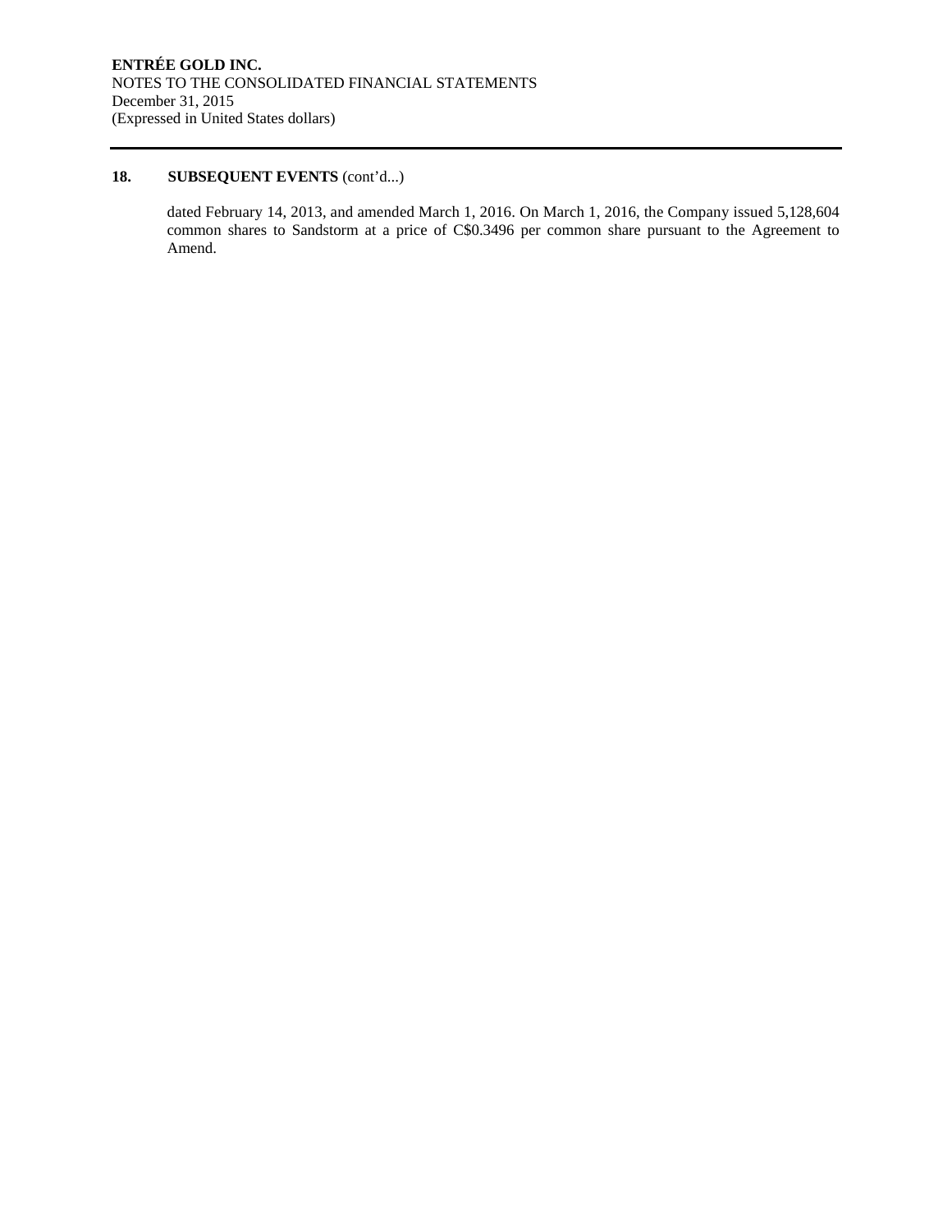## 18. SUBSEQUENT EVENTS (cont'd...)

dated February 14, 2013, and amended March 1, 2016. On March 1, 2016, the Company issued 5,128,604 common shares to Sandstorm at a price of C$0.3496 per common share pursuant to the Agreement to Amend.